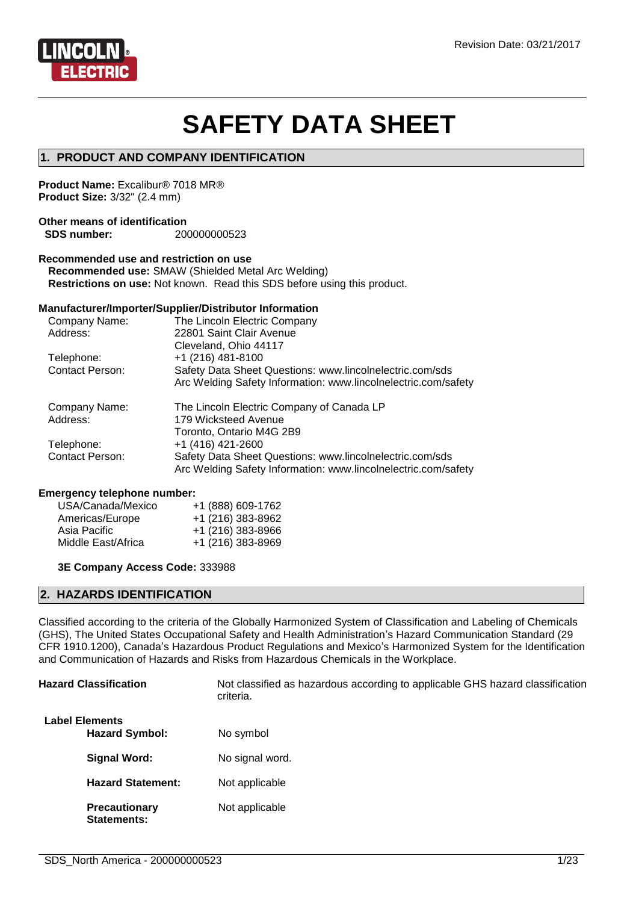Revision Date: 03/21/2017

# SAFETY DATA SHEET

## 1. PRODUCT AND COMPANY IDENTIFICATION

**Product Name:** Excalibur® 7018 MR®
**Product Size:** 3/32" (2.4 mm)

**Other means of identification**
**SDS number:** 200000000523

**Recommended use and restriction on use**
**Recommended use:** SMAW (Shielded Metal Arc Welding)
**Restrictions on use:** Not known. Read this SDS before using this product.

**Manufacturer/Importer/Supplier/Distributor Information**

| | |
|---|---|
| Company Name: | The Lincoln Electric Company |
| Address: | 22801 Saint Clair Avenue<br>Cleveland, Ohio 44117 |
| Telephone: | +1 (216) 481-8100 |
| Contact Person: | Safety Data Sheet Questions: www.lincolnelectric.com/sds<br>Arc Welding Safety Information: www.lincolnelectric.com/safety |
| Company Name: | The Lincoln Electric Company of Canada LP |
| Address: | 179 Wicksteed Avenue<br>Toronto, Ontario M4G 2B9 |
| Telephone: | +1 (416) 421-2600 |
| Contact Person: | Safety Data Sheet Questions: www.lincolnelectric.com/sds<br>Arc Welding Safety Information: www.lincolnelectric.com/safety |

**Emergency telephone number:**

| | |
|---|---|
| USA/Canada/Mexico | +1 (888) 609-1762 |
| Americas/Europe | +1 (216) 383-8962 |
| Asia Pacific | +1 (216) 383-8966 |
| Middle East/Africa | +1 (216) 383-8969 |

**3E Company Access Code:** 333988

## 2. HAZARDS IDENTIFICATION

Classified according to the criteria of the Globally Harmonized System of Classification and Labeling of Chemicals (GHS), The United States Occupational Safety and Health Administration's Hazard Communication Standard (29 CFR 1910.1200), Canada's Hazardous Product Regulations and Mexico's Harmonized System for the Identification and Communication of Hazards and Risks from Hazardous Chemicals in the Workplace.

**Hazard Classification** Not classified as hazardous according to applicable GHS hazard classification criteria.

**Label Elements**

**Hazard Symbol:** No symbol

**Signal Word:** No signal word.

**Hazard Statement:** Not applicable

**Precautionary Statements:** Not applicable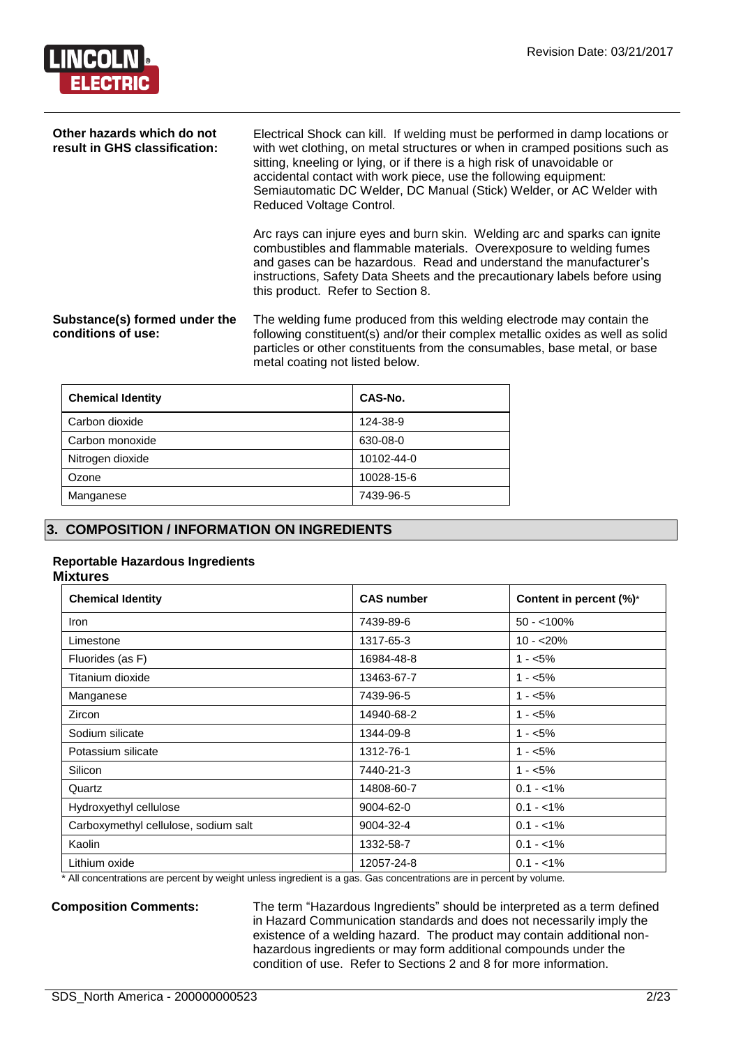**Other hazards which do not result in GHS classification:**

Electrical Shock can kill. If welding must be performed in damp locations or with wet clothing, on metal structures or when in cramped positions such as sitting, kneeling or lying, or if there is a high risk of unavoidable or accidental contact with work piece, use the following equipment: Semiautomatic DC Welder, DC Manual (Stick) Welder, or AC Welder with Reduced Voltage Control.

Arc rays can injure eyes and burn skin. Welding arc and sparks can ignite combustibles and flammable materials. Overexposure to welding fumes and gases can be hazardous. Read and understand the manufacturer's instructions, Safety Data Sheets and the precautionary labels before using this product. Refer to Section 8.

**Substance(s) formed under the conditions of use:**

The welding fume produced from this welding electrode may contain the following constituent(s) and/or their complex metallic oxides as well as solid particles or other constituents from the consumables, base metal, or base metal coating not listed below.

| Chemical Identity | CAS-No. |
|---|---|
| Carbon dioxide | 124-38-9 |
| Carbon monoxide | 630-08-0 |
| Nitrogen dioxide | 10102-44-0 |
| Ozone | 10028-15-6 |
| Manganese | 7439-96-5 |

## 3. COMPOSITION / INFORMATION ON INGREDIENTS

**Reportable Hazardous Ingredients**

**Mixtures**

| Chemical Identity | CAS number | Content in percent (%)* |
|---|---|---|
| Iron | 7439-89-6 | 50 - <100% |
| Limestone | 1317-65-3 | 10 - <20% |
| Fluorides (as F) | 16984-48-8 | 1 - <5% |
| Titanium dioxide | 13463-67-7 | 1 - <5% |
| Manganese | 7439-96-5 | 1 - <5% |
| Zircon | 14940-68-2 | 1 - <5% |
| Sodium silicate | 1344-09-8 | 1 - <5% |
| Potassium silicate | 1312-76-1 | 1 - <5% |
| Silicon | 7440-21-3 | 1 - <5% |
| Quartz | 14808-60-7 | 0.1 - <1% |
| Hydroxyethyl cellulose | 9004-62-0 | 0.1 - <1% |
| Carboxymethyl cellulose, sodium salt | 9004-32-4 | 0.1 - <1% |
| Kaolin | 1332-58-7 | 0.1 - <1% |
| Lithium oxide | 12057-24-8 | 0.1 - <1% |

* All concentrations are percent by weight unless ingredient is a gas. Gas concentrations are in percent by volume.

**Composition Comments:**

The term "Hazardous Ingredients" should be interpreted as a term defined in Hazard Communication standards and does not necessarily imply the existence of a welding hazard. The product may contain additional non-hazardous ingredients or may form additional compounds under the condition of use. Refer to Sections 2 and 8 for more information.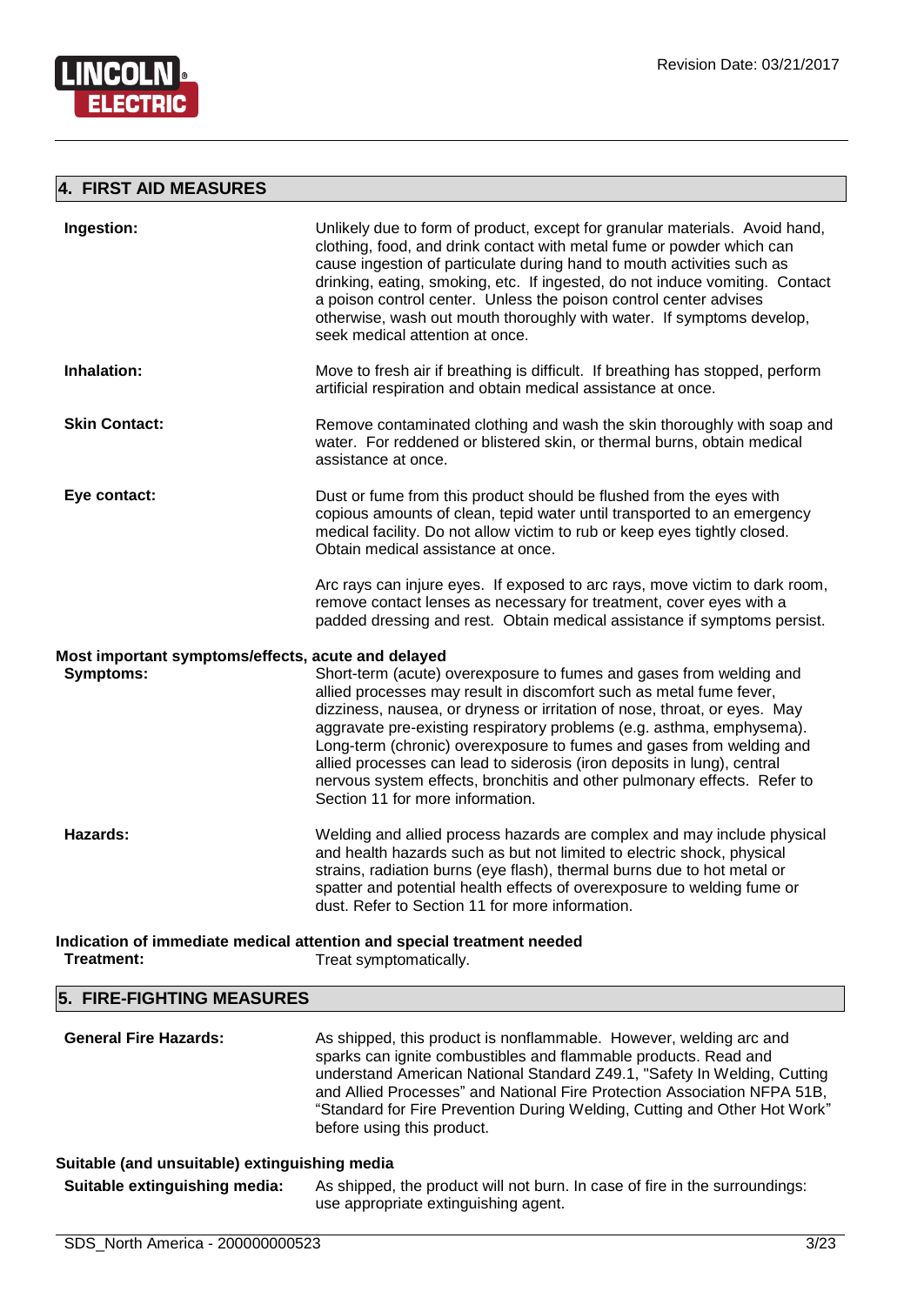## 4. FIRST AID MEASURES

**Ingestion:** Unlikely due to form of product, except for granular materials. Avoid hand, clothing, food, and drink contact with metal fume or powder which can cause ingestion of particulate during hand to mouth activities such as drinking, eating, smoking, etc. If ingested, do not induce vomiting. Contact a poison control center. Unless the poison control center advises otherwise, wash out mouth thoroughly with water. If symptoms develop, seek medical attention at once.

**Inhalation:** Move to fresh air if breathing is difficult. If breathing has stopped, perform artificial respiration and obtain medical assistance at once.

**Skin Contact:** Remove contaminated clothing and wash the skin thoroughly with soap and water. For reddened or blistered skin, or thermal burns, obtain medical assistance at once.

**Eye contact:** Dust or fume from this product should be flushed from the eyes with copious amounts of clean, tepid water until transported to an emergency medical facility. Do not allow victim to rub or keep eyes tightly closed. Obtain medical assistance at once.

Arc rays can injure eyes. If exposed to arc rays, move victim to dark room, remove contact lenses as necessary for treatment, cover eyes with a padded dressing and rest. Obtain medical assistance if symptoms persist.

### Most important symptoms/effects, acute and delayed

**Symptoms:** Short-term (acute) overexposure to fumes and gases from welding and allied processes may result in discomfort such as metal fume fever, dizziness, nausea, or dryness or irritation of nose, throat, or eyes. May aggravate pre-existing respiratory problems (e.g. asthma, emphysema). Long-term (chronic) overexposure to fumes and gases from welding and allied processes can lead to siderosis (iron deposits in lung), central nervous system effects, bronchitis and other pulmonary effects. Refer to Section 11 for more information.

**Hazards:** Welding and allied process hazards are complex and may include physical and health hazards such as but not limited to electric shock, physical strains, radiation burns (eye flash), thermal burns due to hot metal or spatter and potential health effects of overexposure to welding fume or dust. Refer to Section 11 for more information.

### Indication of immediate medical attention and special treatment needed

**Treatment:** Treat symptomatically.

## 5. FIRE-FIGHTING MEASURES

**General Fire Hazards:** As shipped, this product is nonflammable. However, welding arc and sparks can ignite combustibles and flammable products. Read and understand American National Standard Z49.1, "Safety In Welding, Cutting and Allied Processes" and National Fire Protection Association NFPA 51B, "Standard for Fire Prevention During Welding, Cutting and Other Hot Work" before using this product.

### Suitable (and unsuitable) extinguishing media

**Suitable extinguishing media:** As shipped, the product will not burn. In case of fire in the surroundings: use appropriate extinguishing agent.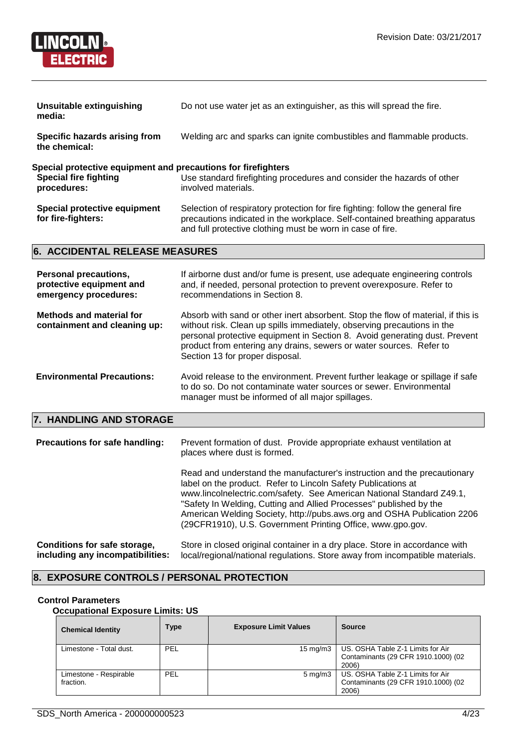**Unsuitable extinguishing media:** Do not use water jet as an extinguisher, as this will spread the fire.

**Specific hazards arising from the chemical:** Welding arc and sparks can ignite combustibles and flammable products.

**Special protective equipment and precautions for firefighters**

**Special fire fighting procedures:** Use standard firefighting procedures and consider the hazards of other involved materials.

**Special protective equipment for fire-fighters:** Selection of respiratory protection for fire fighting: follow the general fire precautions indicated in the workplace. Self-contained breathing apparatus and full protective clothing must be worn in case of fire.

## 6. ACCIDENTAL RELEASE MEASURES

**Personal precautions, protective equipment and emergency procedures:** If airborne dust and/or fume is present, use adequate engineering controls and, if needed, personal protection to prevent overexposure. Refer to recommendations in Section 8.

**Methods and material for containment and cleaning up:** Absorb with sand or other inert absorbent. Stop the flow of material, if this is without risk. Clean up spills immediately, observing precautions in the personal protective equipment in Section 8. Avoid generating dust. Prevent product from entering any drains, sewers or water sources. Refer to Section 13 for proper disposal.

**Environmental Precautions:** Avoid release to the environment. Prevent further leakage or spillage if safe to do so. Do not contaminate water sources or sewer. Environmental manager must be informed of all major spillages.

## 7. HANDLING AND STORAGE

**Precautions for safe handling:** Prevent formation of dust. Provide appropriate exhaust ventilation at places where dust is formed.

Read and understand the manufacturer's instruction and the precautionary label on the product. Refer to Lincoln Safety Publications at www.lincolnelectric.com/safety. See American National Standard Z49.1, "Safety In Welding, Cutting and Allied Processes" published by the American Welding Society, http://pubs.aws.org and OSHA Publication 2206 (29CFR1910), U.S. Government Printing Office, www.gpo.gov.

**Conditions for safe storage, including any incompatibilities:** Store in closed original container in a dry place. Store in accordance with local/regional/national regulations. Store away from incompatible materials.

## 8. EXPOSURE CONTROLS / PERSONAL PROTECTION

**Control Parameters**

**Occupational Exposure Limits: US**

| Chemical Identity | Type | Exposure Limit Values | Source |
|---|---|---|---|
| Limestone - Total dust. | PEL | 15 mg/m3 | US. OSHA Table Z-1 Limits for Air Contaminants (29 CFR 1910.1000) (02 2006) |
| Limestone - Respirable fraction. | PEL | 5 mg/m3 | US. OSHA Table Z-1 Limits for Air Contaminants (29 CFR 1910.1000) (02 2006) |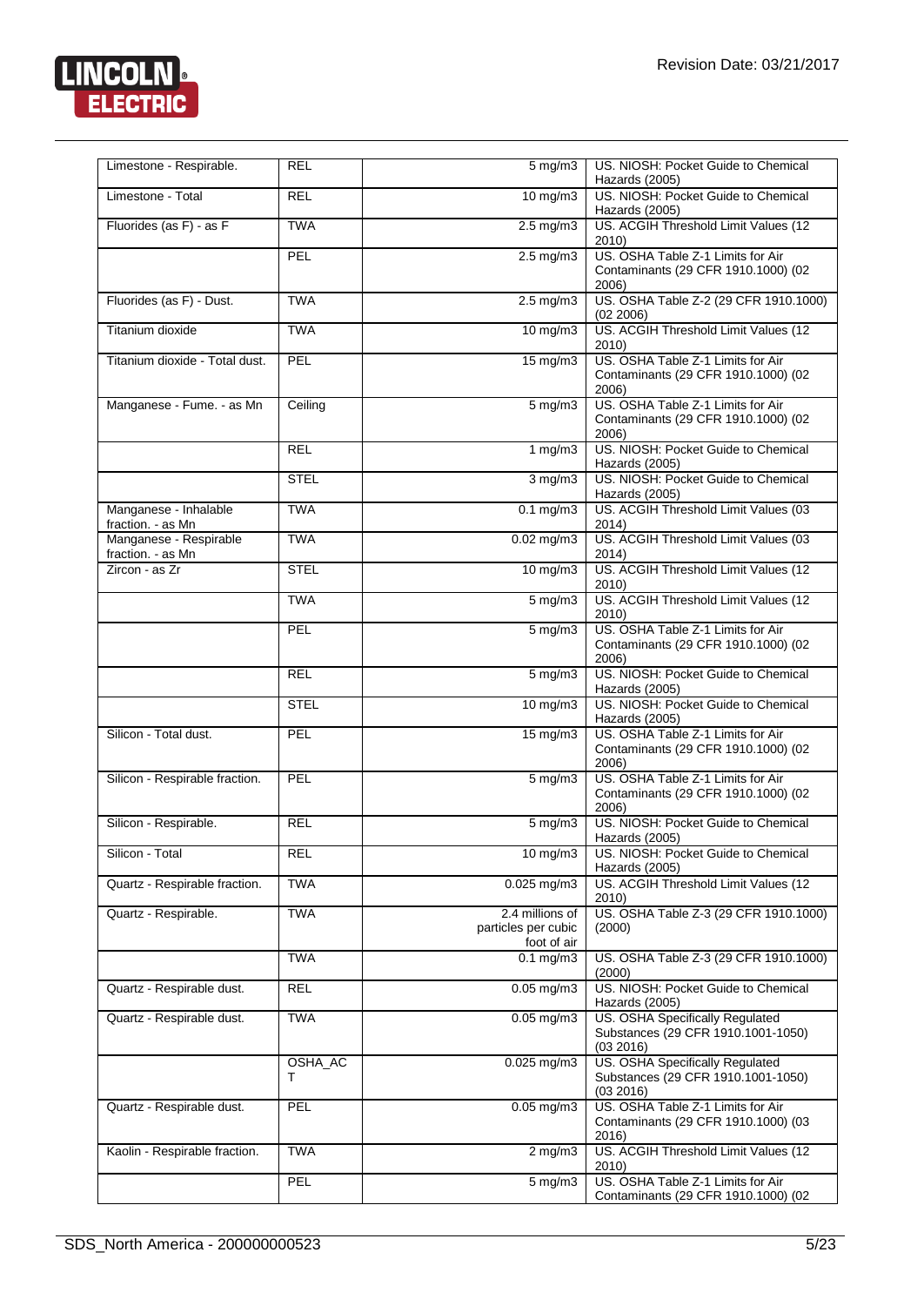| Limestone - Respirable. | REL | 5 mg/m3 | US. NIOSH: Pocket Guide to Chemical Hazards (2005) |
|---|---|---|---|
| Limestone - Total | REL | 10 mg/m3 | US. NIOSH: Pocket Guide to Chemical Hazards (2005) |
| Fluorides (as F) - as F | TWA | 2.5 mg/m3 | US. ACGIH Threshold Limit Values (12 2010) |
| | PEL | 2.5 mg/m3 | US. OSHA Table Z-1 Limits for Air Contaminants (29 CFR 1910.1000) (02 2006) |
| Fluorides (as F) - Dust. | TWA | 2.5 mg/m3 | US. OSHA Table Z-2 (29 CFR 1910.1000) (02 2006) |
| Titanium dioxide | TWA | 10 mg/m3 | US. ACGIH Threshold Limit Values (12 2010) |
| Titanium dioxide - Total dust. | PEL | 15 mg/m3 | US. OSHA Table Z-1 Limits for Air Contaminants (29 CFR 1910.1000) (02 2006) |
| Manganese - Fume. - as Mn | Ceiling | 5 mg/m3 | US. OSHA Table Z-1 Limits for Air Contaminants (29 CFR 1910.1000) (02 2006) |
| | REL | 1 mg/m3 | US. NIOSH: Pocket Guide to Chemical Hazards (2005) |
| | STEL | 3 mg/m3 | US. NIOSH: Pocket Guide to Chemical Hazards (2005) |
| Manganese - Inhalable fraction. - as Mn | TWA | 0.1 mg/m3 | US. ACGIH Threshold Limit Values (03 2014) |
| Manganese - Respirable fraction. - as Mn | TWA | 0.02 mg/m3 | US. ACGIH Threshold Limit Values (03 2014) |
| Zircon - as Zr | STEL | 10 mg/m3 | US. ACGIH Threshold Limit Values (12 2010) |
| | TWA | 5 mg/m3 | US. ACGIH Threshold Limit Values (12 2010) |
| | PEL | 5 mg/m3 | US. OSHA Table Z-1 Limits for Air Contaminants (29 CFR 1910.1000) (02 2006) |
| | REL | 5 mg/m3 | US. NIOSH: Pocket Guide to Chemical Hazards (2005) |
| | STEL | 10 mg/m3 | US. NIOSH: Pocket Guide to Chemical Hazards (2005) |
| Silicon - Total dust. | PEL | 15 mg/m3 | US. OSHA Table Z-1 Limits for Air Contaminants (29 CFR 1910.1000) (02 2006) |
| Silicon - Respirable fraction. | PEL | 5 mg/m3 | US. OSHA Table Z-1 Limits for Air Contaminants (29 CFR 1910.1000) (02 2006) |
| Silicon - Respirable. | REL | 5 mg/m3 | US. NIOSH: Pocket Guide to Chemical Hazards (2005) |
| Silicon - Total | REL | 10 mg/m3 | US. NIOSH: Pocket Guide to Chemical Hazards (2005) |
| Quartz - Respirable fraction. | TWA | 0.025 mg/m3 | US. ACGIH Threshold Limit Values (12 2010) |
| Quartz - Respirable. | TWA | 2.4 millions of particles per cubic foot of air | US. OSHA Table Z-3 (29 CFR 1910.1000) (2000) |
| | TWA | 0.1 mg/m3 | US. OSHA Table Z-3 (29 CFR 1910.1000) (2000) |
| Quartz - Respirable dust. | REL | 0.05 mg/m3 | US. NIOSH: Pocket Guide to Chemical Hazards (2005) |
| Quartz - Respirable dust. | TWA | 0.05 mg/m3 | US. OSHA Specifically Regulated Substances (29 CFR 1910.1001-1050) (03 2016) |
| | OSHA_ACT | 0.025 mg/m3 | US. OSHA Specifically Regulated Substances (29 CFR 1910.1001-1050) (03 2016) |
| Quartz - Respirable dust. | PEL | 0.05 mg/m3 | US. OSHA Table Z-1 Limits for Air Contaminants (29 CFR 1910.1000) (03 2016) |
| Kaolin - Respirable fraction. | TWA | 2 mg/m3 | US. ACGIH Threshold Limit Values (12 2010) |
| | PEL | 5 mg/m3 | US. OSHA Table Z-1 Limits for Air Contaminants (29 CFR 1910.1000) (02 |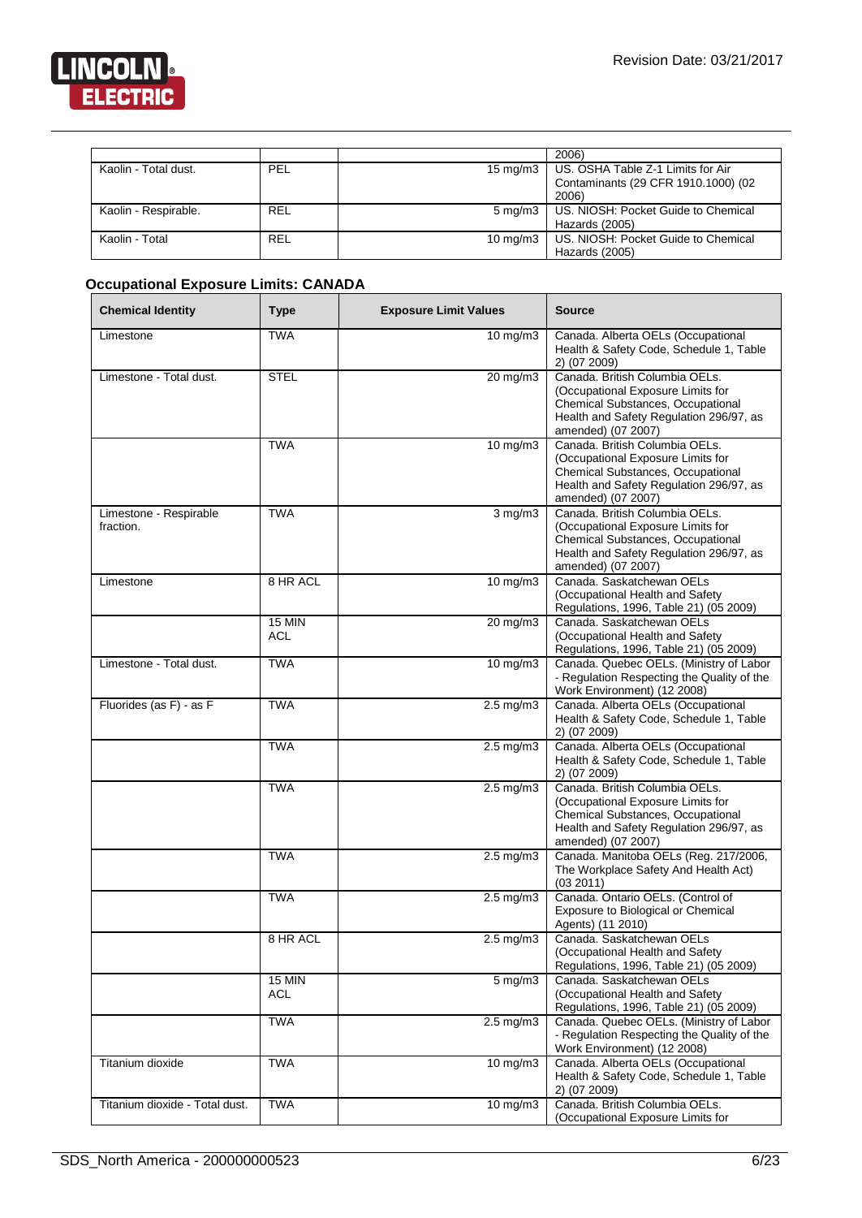| | | | 2006) |
|---|---|---|---|
| Kaolin - Total dust. | PEL | 15 mg/m3 | US. OSHA Table Z-1 Limits for Air Contaminants (29 CFR 1910.1000) (02 2006) |
| Kaolin - Respirable. | REL | 5 mg/m3 | US. NIOSH: Pocket Guide to Chemical Hazards (2005) |
| Kaolin - Total | REL | 10 mg/m3 | US. NIOSH: Pocket Guide to Chemical Hazards (2005) |

### Occupational Exposure Limits: CANADA

| Chemical Identity | Type | Exposure Limit Values | Source |
|---|---|---|---|
| Limestone | TWA | 10 mg/m3 | Canada. Alberta OELs (Occupational Health & Safety Code, Schedule 1, Table 2) (07 2009) |
| Limestone - Total dust. | STEL | 20 mg/m3 | Canada. British Columbia OELs. (Occupational Exposure Limits for Chemical Substances, Occupational Health and Safety Regulation 296/97, as amended) (07 2007) |
| | TWA | 10 mg/m3 | Canada. British Columbia OELs. (Occupational Exposure Limits for Chemical Substances, Occupational Health and Safety Regulation 296/97, as amended) (07 2007) |
| Limestone - Respirable fraction. | TWA | 3 mg/m3 | Canada. British Columbia OELs. (Occupational Exposure Limits for Chemical Substances, Occupational Health and Safety Regulation 296/97, as amended) (07 2007) |
| Limestone | 8 HR ACL | 10 mg/m3 | Canada. Saskatchewan OELs (Occupational Health and Safety Regulations, 1996, Table 21) (05 2009) |
| | 15 MIN ACL | 20 mg/m3 | Canada. Saskatchewan OELs (Occupational Health and Safety Regulations, 1996, Table 21) (05 2009) |
| Limestone - Total dust. | TWA | 10 mg/m3 | Canada. Quebec OELs. (Ministry of Labor - Regulation Respecting the Quality of the Work Environment) (12 2008) |
| Fluorides (as F) - as F | TWA | 2.5 mg/m3 | Canada. Alberta OELs (Occupational Health & Safety Code, Schedule 1, Table 2) (07 2009) |
| | TWA | 2.5 mg/m3 | Canada. Alberta OELs (Occupational Health & Safety Code, Schedule 1, Table 2) (07 2009) |
| | TWA | 2.5 mg/m3 | Canada. British Columbia OELs. (Occupational Exposure Limits for Chemical Substances, Occupational Health and Safety Regulation 296/97, as amended) (07 2007) |
| | TWA | 2.5 mg/m3 | Canada. Manitoba OELs (Reg. 217/2006, The Workplace Safety And Health Act) (03 2011) |
| | TWA | 2.5 mg/m3 | Canada. Ontario OELs. (Control of Exposure to Biological or Chemical Agents) (11 2010) |
| | 8 HR ACL | 2.5 mg/m3 | Canada. Saskatchewan OELs (Occupational Health and Safety Regulations, 1996, Table 21) (05 2009) |
| | 15 MIN ACL | 5 mg/m3 | Canada. Saskatchewan OELs (Occupational Health and Safety Regulations, 1996, Table 21) (05 2009) |
| | TWA | 2.5 mg/m3 | Canada. Quebec OELs. (Ministry of Labor - Regulation Respecting the Quality of the Work Environment) (12 2008) |
| Titanium dioxide | TWA | 10 mg/m3 | Canada. Alberta OELs (Occupational Health & Safety Code, Schedule 1, Table 2) (07 2009) |
| Titanium dioxide - Total dust. | TWA | 10 mg/m3 | Canada. British Columbia OELs. (Occupational Exposure Limits for |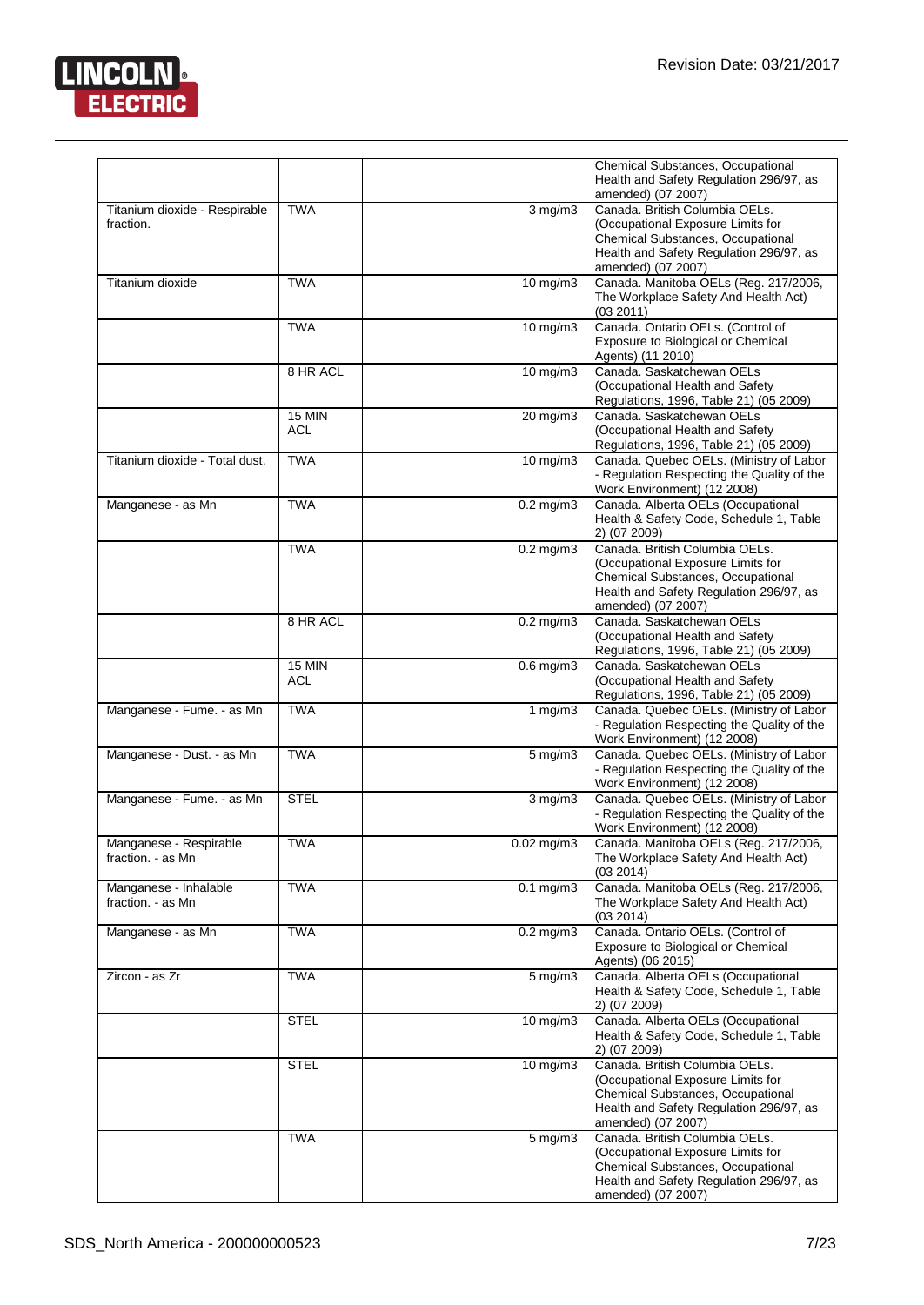| | | | |
|---|---|---|---|
| | | | Chemical Substances, Occupational Health and Safety Regulation 296/97, as amended) (07 2007) |
| Titanium dioxide - Respirable fraction. | TWA | 3 mg/m3 | Canada. British Columbia OELs. (Occupational Exposure Limits for Chemical Substances, Occupational Health and Safety Regulation 296/97, as amended) (07 2007) |
| Titanium dioxide | TWA | 10 mg/m3 | Canada. Manitoba OELs (Reg. 217/2006, The Workplace Safety And Health Act) (03 2011) |
| | TWA | 10 mg/m3 | Canada. Ontario OELs. (Control of Exposure to Biological or Chemical Agents) (11 2010) |
| | 8 HR ACL | 10 mg/m3 | Canada. Saskatchewan OELs (Occupational Health and Safety Regulations, 1996, Table 21) (05 2009) |
| | 15 MIN ACL | 20 mg/m3 | Canada. Saskatchewan OELs (Occupational Health and Safety Regulations, 1996, Table 21) (05 2009) |
| Titanium dioxide - Total dust. | TWA | 10 mg/m3 | Canada. Quebec OELs. (Ministry of Labor - Regulation Respecting the Quality of the Work Environment) (12 2008) |
| Manganese - as Mn | TWA | 0.2 mg/m3 | Canada. Alberta OELs (Occupational Health & Safety Code, Schedule 1, Table 2) (07 2009) |
| | TWA | 0.2 mg/m3 | Canada. British Columbia OELs. (Occupational Exposure Limits for Chemical Substances, Occupational Health and Safety Regulation 296/97, as amended) (07 2007) |
| | 8 HR ACL | 0.2 mg/m3 | Canada. Saskatchewan OELs (Occupational Health and Safety Regulations, 1996, Table 21) (05 2009) |
| | 15 MIN ACL | 0.6 mg/m3 | Canada. Saskatchewan OELs (Occupational Health and Safety Regulations, 1996, Table 21) (05 2009) |
| Manganese - Fume. - as Mn | TWA | 1 mg/m3 | Canada. Quebec OELs. (Ministry of Labor - Regulation Respecting the Quality of the Work Environment) (12 2008) |
| Manganese - Dust. - as Mn | TWA | 5 mg/m3 | Canada. Quebec OELs. (Ministry of Labor - Regulation Respecting the Quality of the Work Environment) (12 2008) |
| Manganese - Fume. - as Mn | STEL | 3 mg/m3 | Canada. Quebec OELs. (Ministry of Labor - Regulation Respecting the Quality of the Work Environment) (12 2008) |
| Manganese - Respirable fraction. - as Mn | TWA | 0.02 mg/m3 | Canada. Manitoba OELs (Reg. 217/2006, The Workplace Safety And Health Act) (03 2014) |
| Manganese - Inhalable fraction. - as Mn | TWA | 0.1 mg/m3 | Canada. Manitoba OELs (Reg. 217/2006, The Workplace Safety And Health Act) (03 2014) |
| Manganese - as Mn | TWA | 0.2 mg/m3 | Canada. Ontario OELs. (Control of Exposure to Biological or Chemical Agents) (06 2015) |
| Zircon - as Zr | TWA | 5 mg/m3 | Canada. Alberta OELs (Occupational Health & Safety Code, Schedule 1, Table 2) (07 2009) |
| | STEL | 10 mg/m3 | Canada. Alberta OELs (Occupational Health & Safety Code, Schedule 1, Table 2) (07 2009) |
| | STEL | 10 mg/m3 | Canada. British Columbia OELs. (Occupational Exposure Limits for Chemical Substances, Occupational Health and Safety Regulation 296/97, as amended) (07 2007) |
| | TWA | 5 mg/m3 | Canada. British Columbia OELs. (Occupational Exposure Limits for Chemical Substances, Occupational Health and Safety Regulation 296/97, as amended) (07 2007) |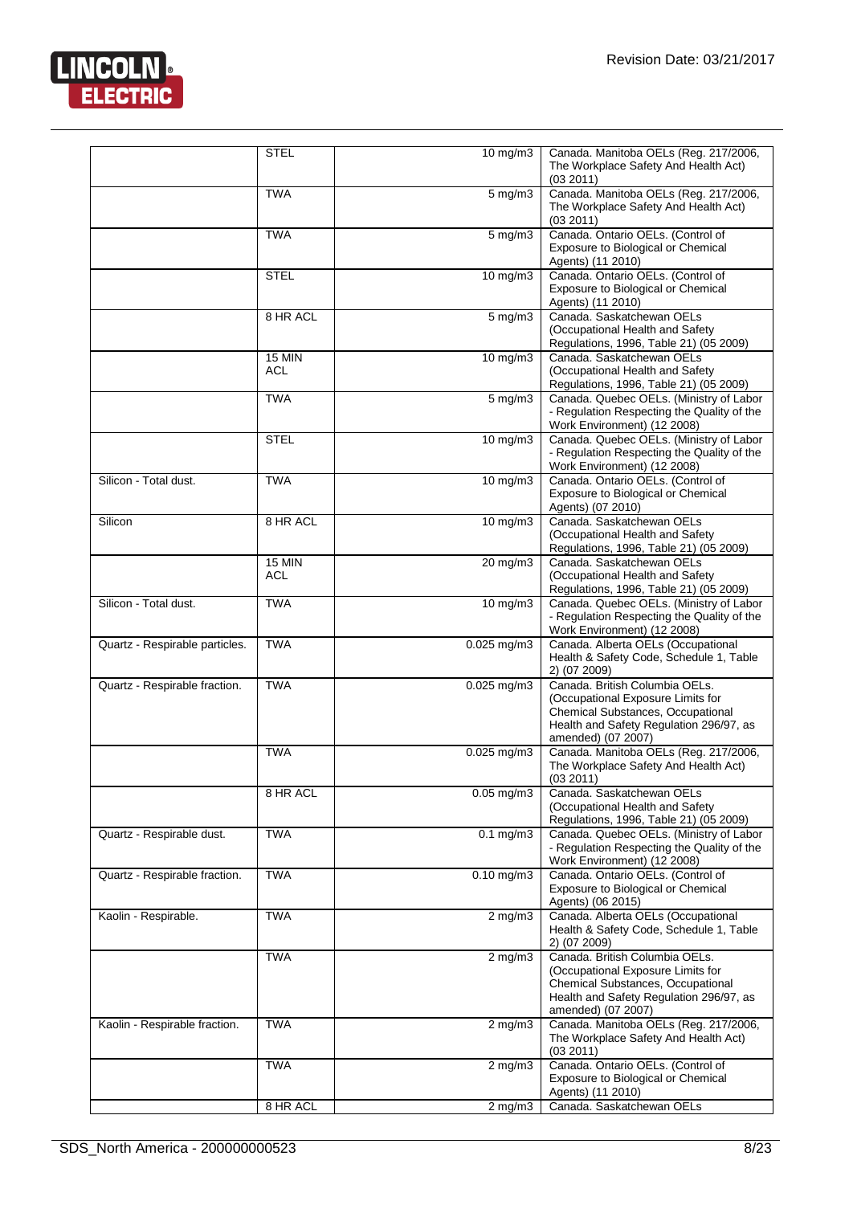| | | | |
|---|---|---|---|
| | STEL | 10 mg/m3 | Canada. Manitoba OELs (Reg. 217/2006, The Workplace Safety And Health Act) (03 2011) |
| | TWA | 5 mg/m3 | Canada. Manitoba OELs (Reg. 217/2006, The Workplace Safety And Health Act) (03 2011) |
| | TWA | 5 mg/m3 | Canada. Ontario OELs. (Control of Exposure to Biological or Chemical Agents) (11 2010) |
| | STEL | 10 mg/m3 | Canada. Ontario OELs. (Control of Exposure to Biological or Chemical Agents) (11 2010) |
| | 8 HR ACL | 5 mg/m3 | Canada. Saskatchewan OELs (Occupational Health and Safety Regulations, 1996, Table 21) (05 2009) |
| | 15 MIN ACL | 10 mg/m3 | Canada. Saskatchewan OELs (Occupational Health and Safety Regulations, 1996, Table 21) (05 2009) |
| | TWA | 5 mg/m3 | Canada. Quebec OELs. (Ministry of Labor - Regulation Respecting the Quality of the Work Environment) (12 2008) |
| | STEL | 10 mg/m3 | Canada. Quebec OELs. (Ministry of Labor - Regulation Respecting the Quality of the Work Environment) (12 2008) |
| Silicon - Total dust. | TWA | 10 mg/m3 | Canada. Ontario OELs. (Control of Exposure to Biological or Chemical Agents) (07 2010) |
| Silicon | 8 HR ACL | 10 mg/m3 | Canada. Saskatchewan OELs (Occupational Health and Safety Regulations, 1996, Table 21) (05 2009) |
| | 15 MIN ACL | 20 mg/m3 | Canada. Saskatchewan OELs (Occupational Health and Safety Regulations, 1996, Table 21) (05 2009) |
| Silicon - Total dust. | TWA | 10 mg/m3 | Canada. Quebec OELs. (Ministry of Labor - Regulation Respecting the Quality of the Work Environment) (12 2008) |
| Quartz - Respirable particles. | TWA | 0.025 mg/m3 | Canada. Alberta OELs (Occupational Health & Safety Code, Schedule 1, Table 2) (07 2009) |
| Quartz - Respirable fraction. | TWA | 0.025 mg/m3 | Canada. British Columbia OELs. (Occupational Exposure Limits for Chemical Substances, Occupational Health and Safety Regulation 296/97, as amended) (07 2007) |
| | TWA | 0.025 mg/m3 | Canada. Manitoba OELs (Reg. 217/2006, The Workplace Safety And Health Act) (03 2011) |
| | 8 HR ACL | 0.05 mg/m3 | Canada. Saskatchewan OELs (Occupational Health and Safety Regulations, 1996, Table 21) (05 2009) |
| Quartz - Respirable dust. | TWA | 0.1 mg/m3 | Canada. Quebec OELs. (Ministry of Labor - Regulation Respecting the Quality of the Work Environment) (12 2008) |
| Quartz - Respirable fraction. | TWA | 0.10 mg/m3 | Canada. Ontario OELs. (Control of Exposure to Biological or Chemical Agents) (06 2015) |
| Kaolin - Respirable. | TWA | 2 mg/m3 | Canada. Alberta OELs (Occupational Health & Safety Code, Schedule 1, Table 2) (07 2009) |
| | TWA | 2 mg/m3 | Canada. British Columbia OELs. (Occupational Exposure Limits for Chemical Substances, Occupational Health and Safety Regulation 296/97, as amended) (07 2007) |
| Kaolin - Respirable fraction. | TWA | 2 mg/m3 | Canada. Manitoba OELs (Reg. 217/2006, The Workplace Safety And Health Act) (03 2011) |
| | TWA | 2 mg/m3 | Canada. Ontario OELs. (Control of Exposure to Biological or Chemical Agents) (11 2010) |
| | 8 HR ACL | 2 mg/m3 | Canada. Saskatchewan OELs |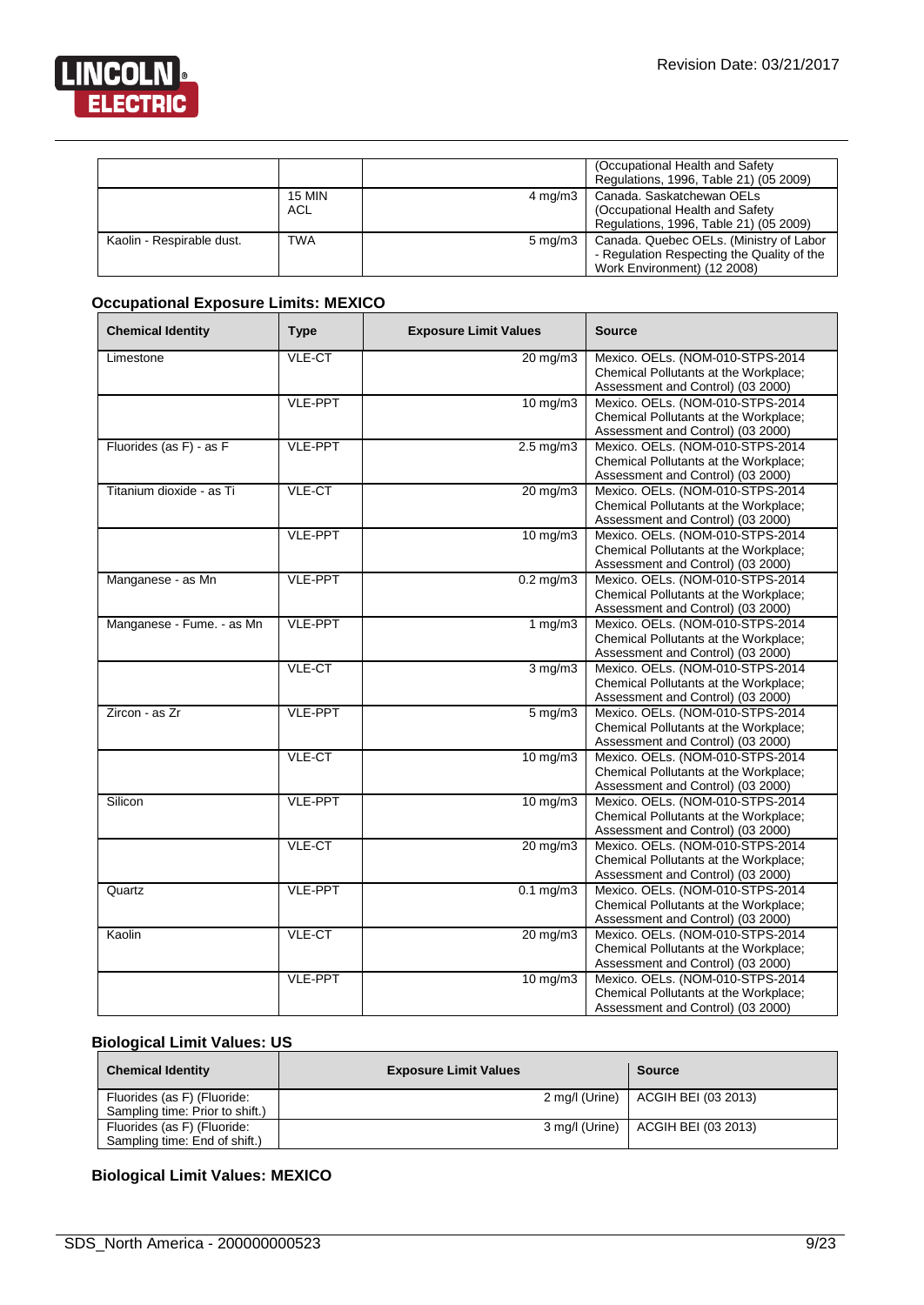| | | | |
|---|---|---|---|
| | | | (Occupational Health and Safety Regulations, 1996, Table 21) (05 2009) |
| | 15 MIN ACL | 4 mg/m3 | Canada. Saskatchewan OELs (Occupational Health and Safety Regulations, 1996, Table 21) (05 2009) |
| Kaolin - Respirable dust. | TWA | 5 mg/m3 | Canada. Quebec OELs. (Ministry of Labor - Regulation Respecting the Quality of the Work Environment) (12 2008) |

### Occupational Exposure Limits: MEXICO

| Chemical Identity | Type | Exposure Limit Values | Source |
|---|---|---|---|
| Limestone | VLE-CT | 20 mg/m3 | Mexico. OELs. (NOM-010-STPS-2014 Chemical Pollutants at the Workplace; Assessment and Control) (03 2000) |
| | VLE-PPT | 10 mg/m3 | Mexico. OELs. (NOM-010-STPS-2014 Chemical Pollutants at the Workplace; Assessment and Control) (03 2000) |
| Fluorides (as F) - as F | VLE-PPT | 2.5 mg/m3 | Mexico. OELs. (NOM-010-STPS-2014 Chemical Pollutants at the Workplace; Assessment and Control) (03 2000) |
| Titanium dioxide - as Ti | VLE-CT | 20 mg/m3 | Mexico. OELs. (NOM-010-STPS-2014 Chemical Pollutants at the Workplace; Assessment and Control) (03 2000) |
| | VLE-PPT | 10 mg/m3 | Mexico. OELs. (NOM-010-STPS-2014 Chemical Pollutants at the Workplace; Assessment and Control) (03 2000) |
| Manganese - as Mn | VLE-PPT | 0.2 mg/m3 | Mexico. OELs. (NOM-010-STPS-2014 Chemical Pollutants at the Workplace; Assessment and Control) (03 2000) |
| Manganese - Fume. - as Mn | VLE-PPT | 1 mg/m3 | Mexico. OELs. (NOM-010-STPS-2014 Chemical Pollutants at the Workplace; Assessment and Control) (03 2000) |
| | VLE-CT | 3 mg/m3 | Mexico. OELs. (NOM-010-STPS-2014 Chemical Pollutants at the Workplace; Assessment and Control) (03 2000) |
| Zircon - as Zr | VLE-PPT | 5 mg/m3 | Mexico. OELs. (NOM-010-STPS-2014 Chemical Pollutants at the Workplace; Assessment and Control) (03 2000) |
| | VLE-CT | 10 mg/m3 | Mexico. OELs. (NOM-010-STPS-2014 Chemical Pollutants at the Workplace; Assessment and Control) (03 2000) |
| Silicon | VLE-PPT | 10 mg/m3 | Mexico. OELs. (NOM-010-STPS-2014 Chemical Pollutants at the Workplace; Assessment and Control) (03 2000) |
| | VLE-CT | 20 mg/m3 | Mexico. OELs. (NOM-010-STPS-2014 Chemical Pollutants at the Workplace; Assessment and Control) (03 2000) |
| Quartz | VLE-PPT | 0.1 mg/m3 | Mexico. OELs. (NOM-010-STPS-2014 Chemical Pollutants at the Workplace; Assessment and Control) (03 2000) |
| Kaolin | VLE-CT | 20 mg/m3 | Mexico. OELs. (NOM-010-STPS-2014 Chemical Pollutants at the Workplace; Assessment and Control) (03 2000) |
| | VLE-PPT | 10 mg/m3 | Mexico. OELs. (NOM-010-STPS-2014 Chemical Pollutants at the Workplace; Assessment and Control) (03 2000) |

### Biological Limit Values: US

| Chemical Identity | Exposure Limit Values | Source |
|---|---|---|
| Fluorides (as F) (Fluoride: Sampling time: Prior to shift.) | 2 mg/l (Urine) | ACGIH BEI (03 2013) |
| Fluorides (as F) (Fluoride: Sampling time: End of shift.) | 3 mg/l (Urine) | ACGIH BEI (03 2013) |

### Biological Limit Values: MEXICO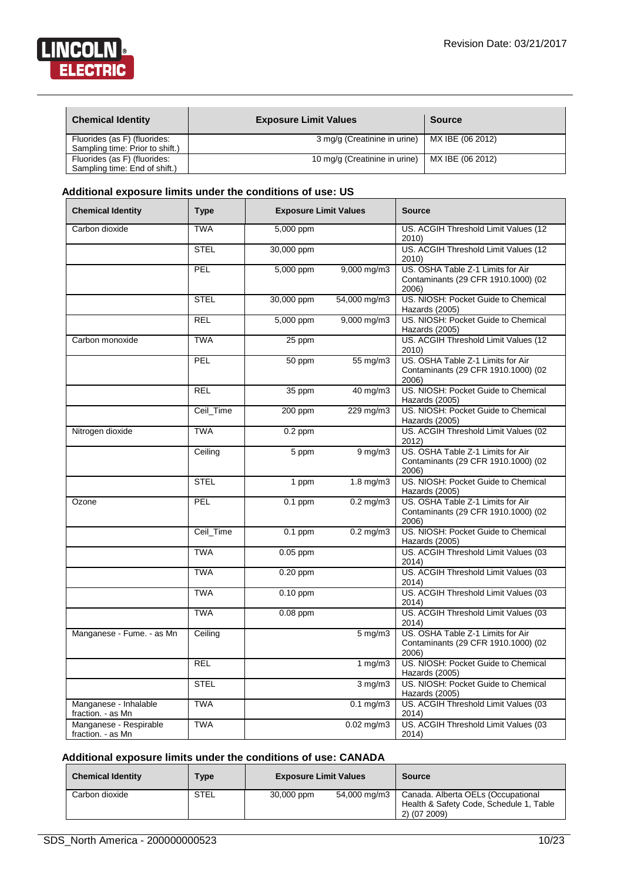| Chemical Identity | Exposure Limit Values | Source |
|---|---|---|
| Fluorides (as F) (fluorides: Sampling time: Prior to shift.) | 3 mg/g (Creatinine in urine) | MX IBE (06 2012) |
| Fluorides (as F) (fluorides: Sampling time: End of shift.) | 10 mg/g (Creatinine in urine) | MX IBE (06 2012) |

### Additional exposure limits under the conditions of use: US

| Chemical Identity | Type | Exposure Limit Values | | Source |
|---|---|---|---|---|
| Carbon dioxide | TWA | 5,000 ppm | | US. ACGIH Threshold Limit Values (12 2010) |
| | STEL | 30,000 ppm | | US. ACGIH Threshold Limit Values (12 2010) |
| | PEL | 5,000 ppm | 9,000 mg/m3 | US. OSHA Table Z-1 Limits for Air Contaminants (29 CFR 1910.1000) (02 2006) |
| | STEL | 30,000 ppm | 54,000 mg/m3 | US. NIOSH: Pocket Guide to Chemical Hazards (2005) |
| | REL | 5,000 ppm | 9,000 mg/m3 | US. NIOSH: Pocket Guide to Chemical Hazards (2005) |
| Carbon monoxide | TWA | 25 ppm | | US. ACGIH Threshold Limit Values (12 2010) |
| | PEL | 50 ppm | 55 mg/m3 | US. OSHA Table Z-1 Limits for Air Contaminants (29 CFR 1910.1000) (02 2006) |
| | REL | 35 ppm | 40 mg/m3 | US. NIOSH: Pocket Guide to Chemical Hazards (2005) |
| | Ceil_Time | 200 ppm | 229 mg/m3 | US. NIOSH: Pocket Guide to Chemical Hazards (2005) |
| Nitrogen dioxide | TWA | 0.2 ppm | | US. ACGIH Threshold Limit Values (02 2012) |
| | Ceiling | 5 ppm | 9 mg/m3 | US. OSHA Table Z-1 Limits for Air Contaminants (29 CFR 1910.1000) (02 2006) |
| | STEL | 1 ppm | 1.8 mg/m3 | US. NIOSH: Pocket Guide to Chemical Hazards (2005) |
| Ozone | PEL | 0.1 ppm | 0.2 mg/m3 | US. OSHA Table Z-1 Limits for Air Contaminants (29 CFR 1910.1000) (02 2006) |
| | Ceil_Time | 0.1 ppm | 0.2 mg/m3 | US. NIOSH: Pocket Guide to Chemical Hazards (2005) |
| | TWA | 0.05 ppm | | US. ACGIH Threshold Limit Values (03 2014) |
| | TWA | 0.20 ppm | | US. ACGIH Threshold Limit Values (03 2014) |
| | TWA | 0.10 ppm | | US. ACGIH Threshold Limit Values (03 2014) |
| | TWA | 0.08 ppm | | US. ACGIH Threshold Limit Values (03 2014) |
| Manganese - Fume. - as Mn | Ceiling | | 5 mg/m3 | US. OSHA Table Z-1 Limits for Air Contaminants (29 CFR 1910.1000) (02 2006) |
| | REL | | 1 mg/m3 | US. NIOSH: Pocket Guide to Chemical Hazards (2005) |
| | STEL | | 3 mg/m3 | US. NIOSH: Pocket Guide to Chemical Hazards (2005) |
| Manganese - Inhalable fraction. - as Mn | TWA | | 0.1 mg/m3 | US. ACGIH Threshold Limit Values (03 2014) |
| Manganese - Respirable fraction. - as Mn | TWA | | 0.02 mg/m3 | US. ACGIH Threshold Limit Values (03 2014) |

### Additional exposure limits under the conditions of use: CANADA

| Chemical Identity | Type | Exposure Limit Values | | Source |
|---|---|---|---|---|
| Carbon dioxide | STEL | 30,000 ppm | 54,000 mg/m3 | Canada. Alberta OELs (Occupational Health & Safety Code, Schedule 1, Table 2) (07 2009) |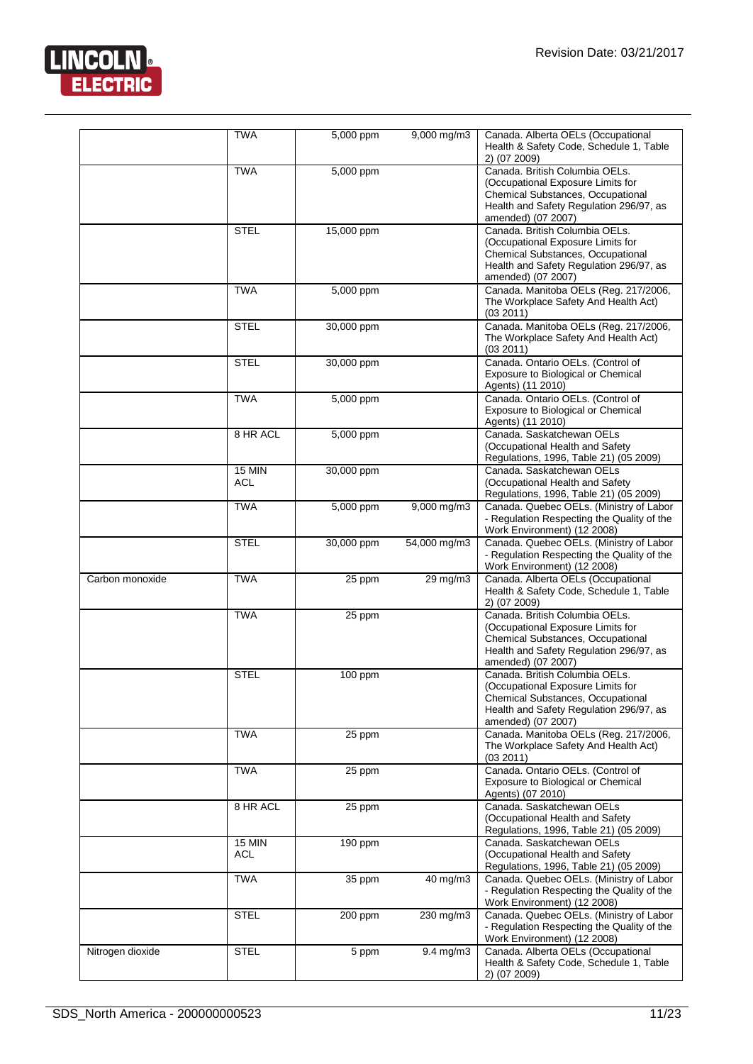| | | | | |
|---|---|---|---|---|
| | TWA | 5,000 ppm | 9,000 mg/m3 | Canada. Alberta OELs (Occupational Health & Safety Code, Schedule 1, Table 2) (07 2009) |
| | TWA | 5,000 ppm | | Canada. British Columbia OELs. (Occupational Exposure Limits for Chemical Substances, Occupational Health and Safety Regulation 296/97, as amended) (07 2007) |
| | STEL | 15,000 ppm | | Canada. British Columbia OELs. (Occupational Exposure Limits for Chemical Substances, Occupational Health and Safety Regulation 296/97, as amended) (07 2007) |
| | TWA | 5,000 ppm | | Canada. Manitoba OELs (Reg. 217/2006, The Workplace Safety And Health Act) (03 2011) |
| | STEL | 30,000 ppm | | Canada. Manitoba OELs (Reg. 217/2006, The Workplace Safety And Health Act) (03 2011) |
| | STEL | 30,000 ppm | | Canada. Ontario OELs. (Control of Exposure to Biological or Chemical Agents) (11 2010) |
| | TWA | 5,000 ppm | | Canada. Ontario OELs. (Control of Exposure to Biological or Chemical Agents) (11 2010) |
| | 8 HR ACL | 5,000 ppm | | Canada. Saskatchewan OELs (Occupational Health and Safety Regulations, 1996, Table 21) (05 2009) |
| | 15 MIN ACL | 30,000 ppm | | Canada. Saskatchewan OELs (Occupational Health and Safety Regulations, 1996, Table 21) (05 2009) |
| | TWA | 5,000 ppm | 9,000 mg/m3 | Canada. Quebec OELs. (Ministry of Labor - Regulation Respecting the Quality of the Work Environment) (12 2008) |
| | STEL | 30,000 ppm | 54,000 mg/m3 | Canada. Quebec OELs. (Ministry of Labor - Regulation Respecting the Quality of the Work Environment) (12 2008) |
| Carbon monoxide | TWA | 25 ppm | 29 mg/m3 | Canada. Alberta OELs (Occupational Health & Safety Code, Schedule 1, Table 2) (07 2009) |
| | TWA | 25 ppm | | Canada. British Columbia OELs. (Occupational Exposure Limits for Chemical Substances, Occupational Health and Safety Regulation 296/97, as amended) (07 2007) |
| | STEL | 100 ppm | | Canada. British Columbia OELs. (Occupational Exposure Limits for Chemical Substances, Occupational Health and Safety Regulation 296/97, as amended) (07 2007) |
| | TWA | 25 ppm | | Canada. Manitoba OELs (Reg. 217/2006, The Workplace Safety And Health Act) (03 2011) |
| | TWA | 25 ppm | | Canada. Ontario OELs. (Control of Exposure to Biological or Chemical Agents) (07 2010) |
| | 8 HR ACL | 25 ppm | | Canada. Saskatchewan OELs (Occupational Health and Safety Regulations, 1996, Table 21) (05 2009) |
| | 15 MIN ACL | 190 ppm | | Canada. Saskatchewan OELs (Occupational Health and Safety Regulations, 1996, Table 21) (05 2009) |
| | TWA | 35 ppm | 40 mg/m3 | Canada. Quebec OELs. (Ministry of Labor - Regulation Respecting the Quality of the Work Environment) (12 2008) |
| | STEL | 200 ppm | 230 mg/m3 | Canada. Quebec OELs. (Ministry of Labor - Regulation Respecting the Quality of the Work Environment) (12 2008) |
| Nitrogen dioxide | STEL | 5 ppm | 9.4 mg/m3 | Canada. Alberta OELs (Occupational Health & Safety Code, Schedule 1, Table 2) (07 2009) |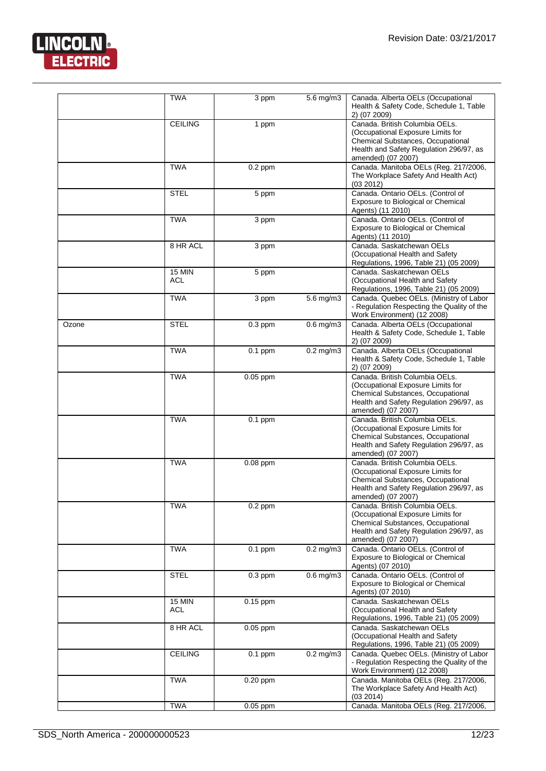| | TWA | 3 ppm | 5.6 mg/m3 | Canada. Alberta OELs (Occupational Health & Safety Code, Schedule 1, Table 2) (07 2009) |
|---|---|---|---|---|
| | CEILING | 1 ppm | | Canada. British Columbia OELs. (Occupational Exposure Limits for Chemical Substances, Occupational Health and Safety Regulation 296/97, as amended) (07 2007) |
| | TWA | 0.2 ppm | | Canada. Manitoba OELs (Reg. 217/2006, The Workplace Safety And Health Act) (03 2012) |
| | STEL | 5 ppm | | Canada. Ontario OELs. (Control of Exposure to Biological or Chemical Agents) (11 2010) |
| | TWA | 3 ppm | | Canada. Ontario OELs. (Control of Exposure to Biological or Chemical Agents) (11 2010) |
| | 8 HR ACL | 3 ppm | | Canada. Saskatchewan OELs (Occupational Health and Safety Regulations, 1996, Table 21) (05 2009) |
| | 15 MIN ACL | 5 ppm | | Canada. Saskatchewan OELs (Occupational Health and Safety Regulations, 1996, Table 21) (05 2009) |
| | TWA | 3 ppm | 5.6 mg/m3 | Canada. Quebec OELs. (Ministry of Labor - Regulation Respecting the Quality of the Work Environment) (12 2008) |
| Ozone | STEL | 0.3 ppm | 0.6 mg/m3 | Canada. Alberta OELs (Occupational Health & Safety Code, Schedule 1, Table 2) (07 2009) |
| | TWA | 0.1 ppm | 0.2 mg/m3 | Canada. Alberta OELs (Occupational Health & Safety Code, Schedule 1, Table 2) (07 2009) |
| | TWA | 0.05 ppm | | Canada. British Columbia OELs. (Occupational Exposure Limits for Chemical Substances, Occupational Health and Safety Regulation 296/97, as amended) (07 2007) |
| | TWA | 0.1 ppm | | Canada. British Columbia OELs. (Occupational Exposure Limits for Chemical Substances, Occupational Health and Safety Regulation 296/97, as amended) (07 2007) |
| | TWA | 0.08 ppm | | Canada. British Columbia OELs. (Occupational Exposure Limits for Chemical Substances, Occupational Health and Safety Regulation 296/97, as amended) (07 2007) |
| | TWA | 0.2 ppm | | Canada. British Columbia OELs. (Occupational Exposure Limits for Chemical Substances, Occupational Health and Safety Regulation 296/97, as amended) (07 2007) |
| | TWA | 0.1 ppm | 0.2 mg/m3 | Canada. Ontario OELs. (Control of Exposure to Biological or Chemical Agents) (07 2010) |
| | STEL | 0.3 ppm | 0.6 mg/m3 | Canada. Ontario OELs. (Control of Exposure to Biological or Chemical Agents) (07 2010) |
| | 15 MIN ACL | 0.15 ppm | | Canada. Saskatchewan OELs (Occupational Health and Safety Regulations, 1996, Table 21) (05 2009) |
| | 8 HR ACL | 0.05 ppm | | Canada. Saskatchewan OELs (Occupational Health and Safety Regulations, 1996, Table 21) (05 2009) |
| | CEILING | 0.1 ppm | 0.2 mg/m3 | Canada. Quebec OELs. (Ministry of Labor - Regulation Respecting the Quality of the Work Environment) (12 2008) |
| | TWA | 0.20 ppm | | Canada. Manitoba OELs (Reg. 217/2006, The Workplace Safety And Health Act) (03 2014) |
| | TWA | 0.05 ppm | | Canada. Manitoba OELs (Reg. 217/2006, |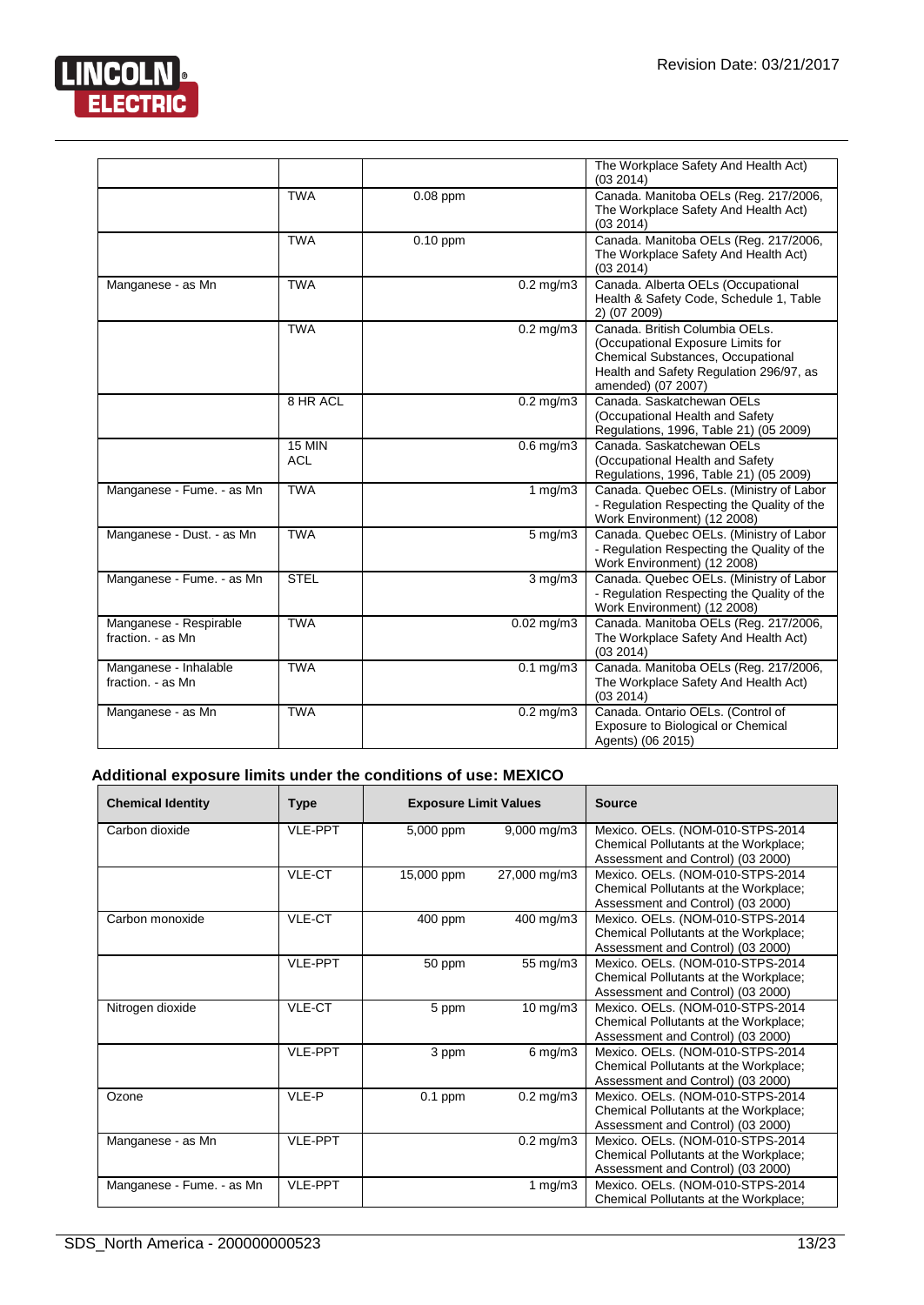| | | | | Source |
|---|---|---|---|---|
| | | | | The Workplace Safety And Health Act) (03 2014) |
| | TWA | 0.08 ppm | | Canada. Manitoba OELs (Reg. 217/2006, The Workplace Safety And Health Act) (03 2014) |
| | TWA | 0.10 ppm | | Canada. Manitoba OELs (Reg. 217/2006, The Workplace Safety And Health Act) (03 2014) |
| Manganese - as Mn | TWA | | 0.2 mg/m3 | Canada. Alberta OELs (Occupational Health & Safety Code, Schedule 1, Table 2) (07 2009) |
| | TWA | | 0.2 mg/m3 | Canada. British Columbia OELs. (Occupational Exposure Limits for Chemical Substances, Occupational Health and Safety Regulation 296/97, as amended) (07 2007) |
| | 8 HR ACL | | 0.2 mg/m3 | Canada. Saskatchewan OELs (Occupational Health and Safety Regulations, 1996, Table 21) (05 2009) |
| | 15 MIN ACL | | 0.6 mg/m3 | Canada. Saskatchewan OELs (Occupational Health and Safety Regulations, 1996, Table 21) (05 2009) |
| Manganese - Fume. - as Mn | TWA | | 1 mg/m3 | Canada. Quebec OELs. (Ministry of Labor - Regulation Respecting the Quality of the Work Environment) (12 2008) |
| Manganese - Dust. - as Mn | TWA | | 5 mg/m3 | Canada. Quebec OELs. (Ministry of Labor - Regulation Respecting the Quality of the Work Environment) (12 2008) |
| Manganese - Fume. - as Mn | STEL | | 3 mg/m3 | Canada. Quebec OELs. (Ministry of Labor - Regulation Respecting the Quality of the Work Environment) (12 2008) |
| Manganese - Respirable fraction. - as Mn | TWA | | 0.02 mg/m3 | Canada. Manitoba OELs (Reg. 217/2006, The Workplace Safety And Health Act) (03 2014) |
| Manganese - Inhalable fraction. - as Mn | TWA | | 0.1 mg/m3 | Canada. Manitoba OELs (Reg. 217/2006, The Workplace Safety And Health Act) (03 2014) |
| Manganese - as Mn | TWA | | 0.2 mg/m3 | Canada. Ontario OELs. (Control of Exposure to Biological or Chemical Agents) (06 2015) |

### Additional exposure limits under the conditions of use: MEXICO

| Chemical Identity | Type | Exposure Limit Values | | Source |
|---|---|---|---|---|
| Carbon dioxide | VLE-PPT | 5,000 ppm | 9,000 mg/m3 | Mexico. OELs. (NOM-010-STPS-2014 Chemical Pollutants at the Workplace; Assessment and Control) (03 2000) |
| | VLE-CT | 15,000 ppm | 27,000 mg/m3 | Mexico. OELs. (NOM-010-STPS-2014 Chemical Pollutants at the Workplace; Assessment and Control) (03 2000) |
| Carbon monoxide | VLE-CT | 400 ppm | 400 mg/m3 | Mexico. OELs. (NOM-010-STPS-2014 Chemical Pollutants at the Workplace; Assessment and Control) (03 2000) |
| | VLE-PPT | 50 ppm | 55 mg/m3 | Mexico. OELs. (NOM-010-STPS-2014 Chemical Pollutants at the Workplace; Assessment and Control) (03 2000) |
| Nitrogen dioxide | VLE-CT | 5 ppm | 10 mg/m3 | Mexico. OELs. (NOM-010-STPS-2014 Chemical Pollutants at the Workplace; Assessment and Control) (03 2000) |
| | VLE-PPT | 3 ppm | 6 mg/m3 | Mexico. OELs. (NOM-010-STPS-2014 Chemical Pollutants at the Workplace; Assessment and Control) (03 2000) |
| Ozone | VLE-P | 0.1 ppm | 0.2 mg/m3 | Mexico. OELs. (NOM-010-STPS-2014 Chemical Pollutants at the Workplace; Assessment and Control) (03 2000) |
| Manganese - as Mn | VLE-PPT | | 0.2 mg/m3 | Mexico. OELs. (NOM-010-STPS-2014 Chemical Pollutants at the Workplace; Assessment and Control) (03 2000) |
| Manganese - Fume. - as Mn | VLE-PPT | | 1 mg/m3 | Mexico. OELs. (NOM-010-STPS-2014 Chemical Pollutants at the Workplace; |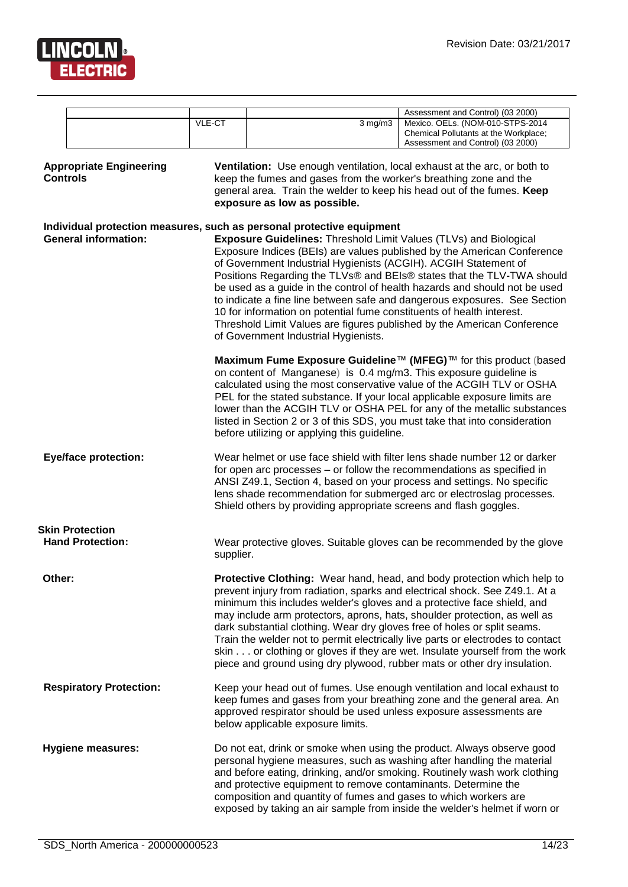| | | | |
|---|---|---|---|
| | | | Assessment and Control) (03 2000) |
| | VLE-CT | 3 mg/m3 | Mexico. OELs. (NOM-010-STPS-2014 Chemical Pollutants at the Workplace; Assessment and Control) (03 2000) |

**Appropriate Engineering Controls**

**Ventilation:** Use enough ventilation, local exhaust at the arc, or both to keep the fumes and gases from the worker's breathing zone and the general area. Train the welder to keep his head out of the fumes. **Keep exposure as low as possible.**

**Individual protection measures, such as personal protective equipment**

**General information:**

**Exposure Guidelines:** Threshold Limit Values (TLVs) and Biological Exposure Indices (BEIs) are values published by the American Conference of Government Industrial Hygienists (ACGIH). ACGIH Statement of Positions Regarding the TLVs® and BEIs® states that the TLV-TWA should be used as a guide in the control of health hazards and should not be used to indicate a fine line between safe and dangerous exposures. See Section 10 for information on potential fume constituents of health interest. Threshold Limit Values are figures published by the American Conference of Government Industrial Hygienists.

**Maximum Fume Exposure Guideline™ (MFEG)™** for this product (based on content of Manganese) is 0.4 mg/m3. This exposure guideline is calculated using the most conservative value of the ACGIH TLV or OSHA PEL for the stated substance. If your local applicable exposure limits are lower than the ACGIH TLV or OSHA PEL for any of the metallic substances listed in Section 2 or 3 of this SDS, you must take that into consideration before utilizing or applying this guideline.

**Eye/face protection:**

Wear helmet or use face shield with filter lens shade number 12 or darker for open arc processes – or follow the recommendations as specified in ANSI Z49.1, Section 4, based on your process and settings. No specific lens shade recommendation for submerged arc or electroslag processes. Shield others by providing appropriate screens and flash goggles.

**Skin Protection**

**Hand Protection:**

Wear protective gloves. Suitable gloves can be recommended by the glove supplier.

**Other:**

**Protective Clothing:** Wear hand, head, and body protection which help to prevent injury from radiation, sparks and electrical shock. See Z49.1. At a minimum this includes welder's gloves and a protective face shield, and may include arm protectors, aprons, hats, shoulder protection, as well as dark substantial clothing. Wear dry gloves free of holes or split seams. Train the welder not to permit electrically live parts or electrodes to contact skin . . . or clothing or gloves if they are wet. Insulate yourself from the work piece and ground using dry plywood, rubber mats or other dry insulation.

**Respiratory Protection:**

Keep your head out of fumes. Use enough ventilation and local exhaust to keep fumes and gases from your breathing zone and the general area. An approved respirator should be used unless exposure assessments are below applicable exposure limits.

**Hygiene measures:**

Do not eat, drink or smoke when using the product. Always observe good personal hygiene measures, such as washing after handling the material and before eating, drinking, and/or smoking. Routinely wash work clothing and protective equipment to remove contaminants. Determine the composition and quantity of fumes and gases to which workers are exposed by taking an air sample from inside the welder's helmet if worn or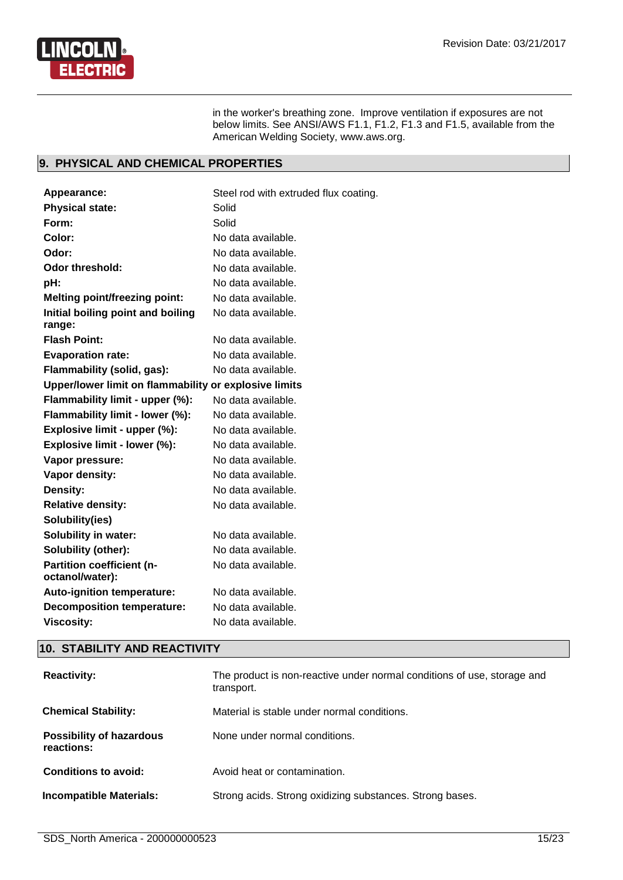in the worker's breathing zone. Improve ventilation if exposures are not below limits. See ANSI/AWS F1.1, F1.2, F1.3 and F1.5, available from the American Welding Society, www.aws.org.

## 9. PHYSICAL AND CHEMICAL PROPERTIES

| | |
|---|---|
| **Appearance:** | Steel rod with extruded flux coating. |
| **Physical state:** | Solid |
| **Form:** | Solid |
| **Color:** | No data available. |
| **Odor:** | No data available. |
| **Odor threshold:** | No data available. |
| **pH:** | No data available. |
| **Melting point/freezing point:** | No data available. |
| **Initial boiling point and boiling range:** | No data available. |
| **Flash Point:** | No data available. |
| **Evaporation rate:** | No data available. |
| **Flammability (solid, gas):** | No data available. |
| **Upper/lower limit on flammability or explosive limits** | |
| **Flammability limit - upper (%):** | No data available. |
| **Flammability limit - lower (%):** | No data available. |
| **Explosive limit - upper (%):** | No data available. |
| **Explosive limit - lower (%):** | No data available. |
| **Vapor pressure:** | No data available. |
| **Vapor density:** | No data available. |
| **Density:** | No data available. |
| **Relative density:** | No data available. |
| **Solubility(ies)** | |
| **Solubility in water:** | No data available. |
| **Solubility (other):** | No data available. |
| **Partition coefficient (n-octanol/water):** | No data available. |
| **Auto-ignition temperature:** | No data available. |
| **Decomposition temperature:** | No data available. |
| **Viscosity:** | No data available. |

## 10. STABILITY AND REACTIVITY

| | |
|---|---|
| **Reactivity:** | The product is non-reactive under normal conditions of use, storage and transport. |
| **Chemical Stability:** | Material is stable under normal conditions. |
| **Possibility of hazardous reactions:** | None under normal conditions. |
| **Conditions to avoid:** | Avoid heat or contamination. |
| **Incompatible Materials:** | Strong acids. Strong oxidizing substances. Strong bases. |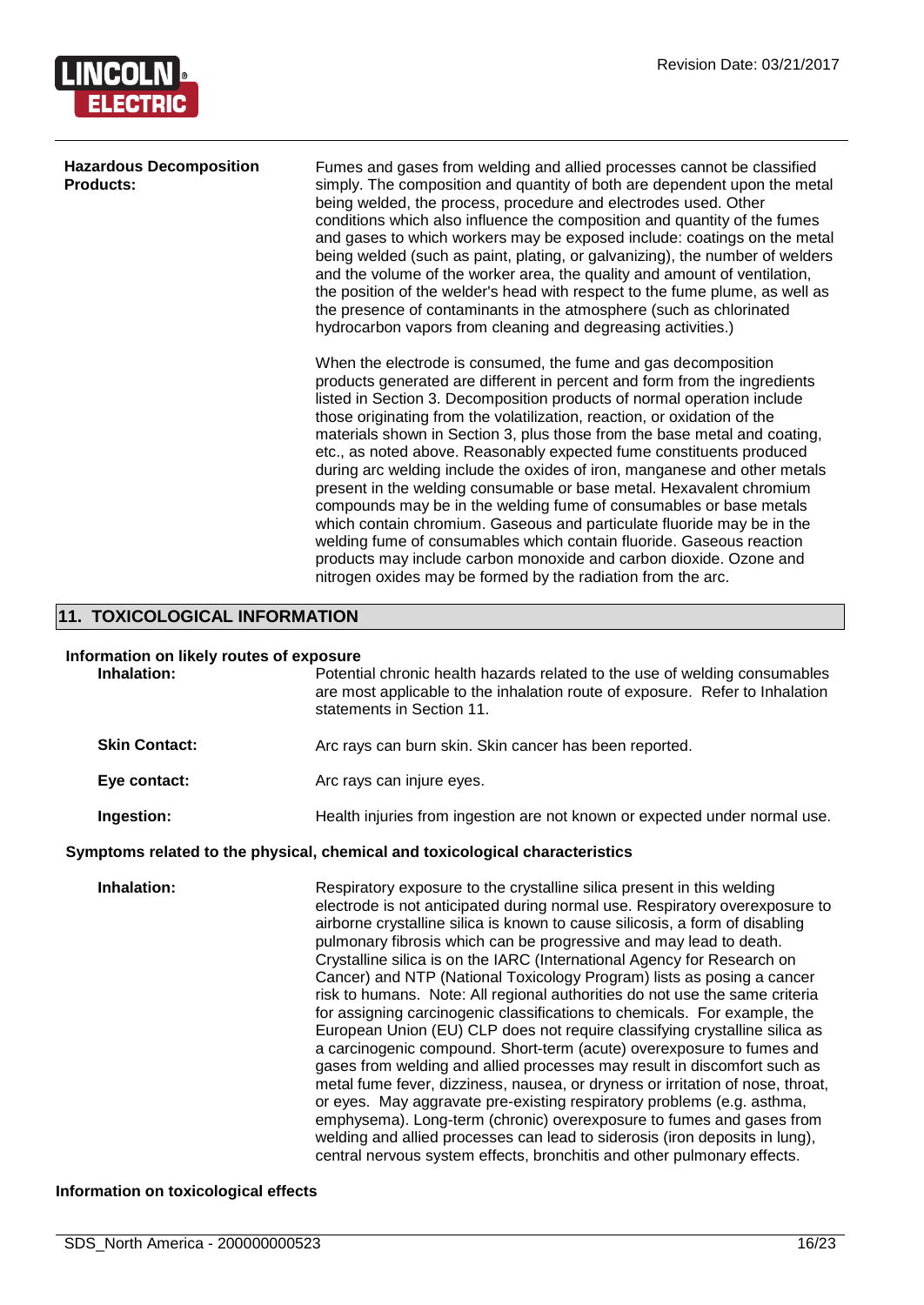**Hazardous Decomposition Products:**

Fumes and gases from welding and allied processes cannot be classified simply. The composition and quantity of both are dependent upon the metal being welded, the process, procedure and electrodes used. Other conditions which also influence the composition and quantity of the fumes and gases to which workers may be exposed include: coatings on the metal being welded (such as paint, plating, or galvanizing), the number of welders and the volume of the worker area, the quality and amount of ventilation, the position of the welder's head with respect to the fume plume, as well as the presence of contaminants in the atmosphere (such as chlorinated hydrocarbon vapors from cleaning and degreasing activities.)

When the electrode is consumed, the fume and gas decomposition products generated are different in percent and form from the ingredients listed in Section 3. Decomposition products of normal operation include those originating from the volatilization, reaction, or oxidation of the materials shown in Section 3, plus those from the base metal and coating, etc., as noted above. Reasonably expected fume constituents produced during arc welding include the oxides of iron, manganese and other metals present in the welding consumable or base metal. Hexavalent chromium compounds may be in the welding fume of consumables or base metals which contain chromium. Gaseous and particulate fluoride may be in the welding fume of consumables which contain fluoride. Gaseous reaction products may include carbon monoxide and carbon dioxide. Ozone and nitrogen oxides may be formed by the radiation from the arc.

## 11. TOXICOLOGICAL INFORMATION

**Information on likely routes of exposure**

**Inhalation:** Potential chronic health hazards related to the use of welding consumables are most applicable to the inhalation route of exposure. Refer to Inhalation statements in Section 11.

**Skin Contact:** Arc rays can burn skin. Skin cancer has been reported.

**Eye contact:** Arc rays can injure eyes.

**Ingestion:** Health injuries from ingestion are not known or expected under normal use.

**Symptoms related to the physical, chemical and toxicological characteristics**

**Inhalation:** Respiratory exposure to the crystalline silica present in this welding electrode is not anticipated during normal use. Respiratory overexposure to airborne crystalline silica is known to cause silicosis, a form of disabling pulmonary fibrosis which can be progressive and may lead to death. Crystalline silica is on the IARC (International Agency for Research on Cancer) and NTP (National Toxicology Program) lists as posing a cancer risk to humans. Note: All regional authorities do not use the same criteria for assigning carcinogenic classifications to chemicals. For example, the European Union (EU) CLP does not require classifying crystalline silica as a carcinogenic compound. Short-term (acute) overexposure to fumes and gases from welding and allied processes may result in discomfort such as metal fume fever, dizziness, nausea, or dryness or irritation of nose, throat, or eyes. May aggravate pre-existing respiratory problems (e.g. asthma, emphysema). Long-term (chronic) overexposure to fumes and gases from welding and allied processes can lead to siderosis (iron deposits in lung), central nervous system effects, bronchitis and other pulmonary effects.

**Information on toxicological effects**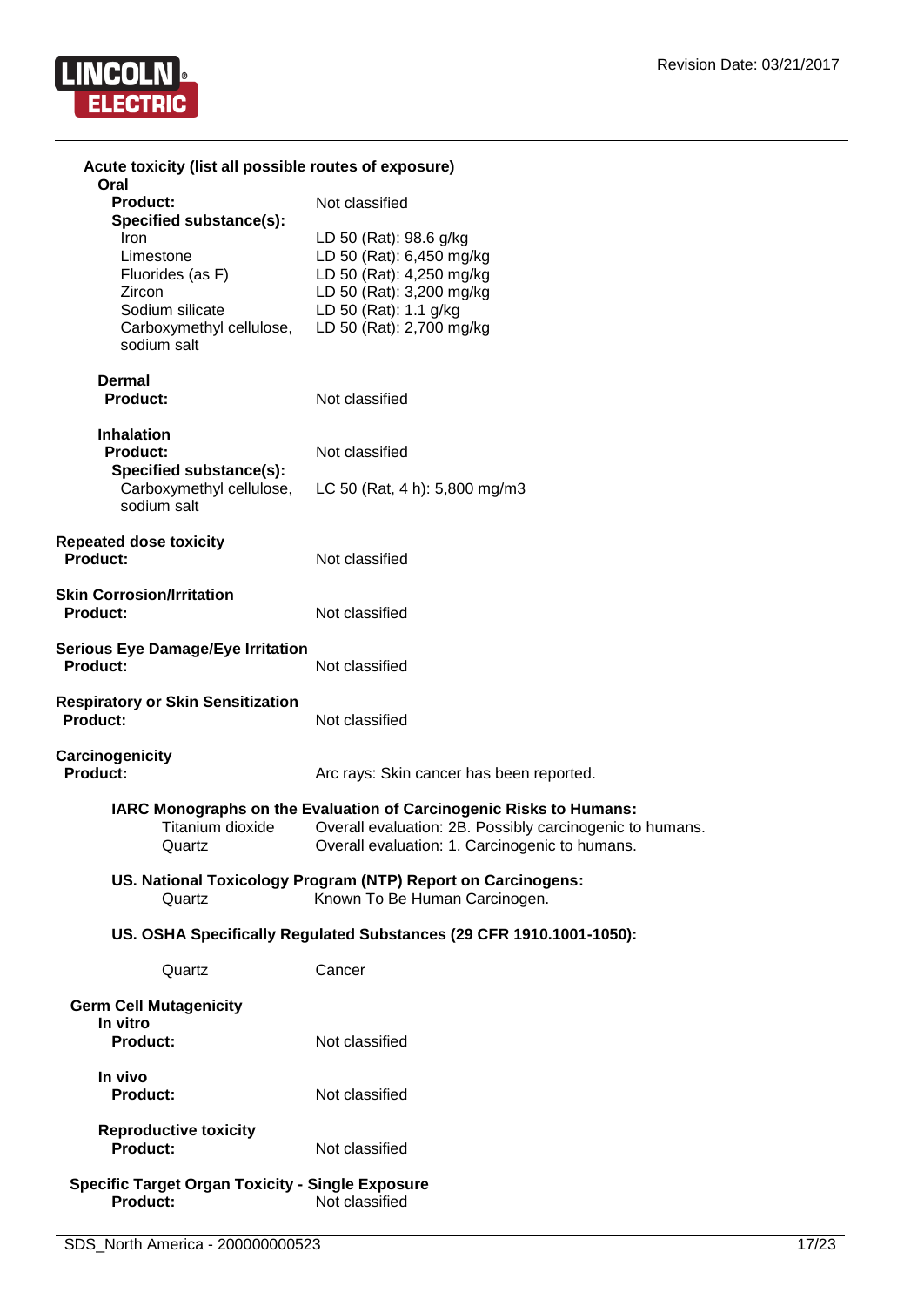**Acute toxicity (list all possible routes of exposure)**

**Oral**

| | |
|---|---|
| **Product:** | Not classified |
| **Specified substance(s):** | |
| Iron | LD 50 (Rat): 98.6 g/kg |
| Limestone | LD 50 (Rat): 6,450 mg/kg |
| Fluorides (as F) | LD 50 (Rat): 4,250 mg/kg |
| Zircon | LD 50 (Rat): 3,200 mg/kg |
| Sodium silicate | LD 50 (Rat): 1.1 g/kg |
| Carboxymethyl cellulose, sodium salt | LD 50 (Rat): 2,700 mg/kg |

**Dermal**

| | |
|---|---|
| **Product:** | Not classified |

**Inhalation**

| | |
|---|---|
| **Product:** | Not classified |
| **Specified substance(s):** | |
| Carboxymethyl cellulose, sodium salt | LC 50 (Rat, 4 h): 5,800 mg/m3 |

**Repeated dose toxicity**

| | |
|---|---|
| **Product:** | Not classified |

**Skin Corrosion/Irritation**

| | |
|---|---|
| **Product:** | Not classified |

**Serious Eye Damage/Eye Irritation**

| | |
|---|---|
| **Product:** | Not classified |

**Respiratory or Skin Sensitization**

| | |
|---|---|
| **Product:** | Not classified |

**Carcinogenicity**

| | |
|---|---|
| **Product:** | Arc rays: Skin cancer has been reported. |

**IARC Monographs on the Evaluation of Carcinogenic Risks to Humans:**

| | |
|---|---|
| Titanium dioxide | Overall evaluation: 2B. Possibly carcinogenic to humans. |
| Quartz | Overall evaluation: 1. Carcinogenic to humans. |

**US. National Toxicology Program (NTP) Report on Carcinogens:**

| | |
|---|---|
| Quartz | Known To Be Human Carcinogen. |

**US. OSHA Specifically Regulated Substances (29 CFR 1910.1001-1050):**

| | |
|---|---|
| Quartz | Cancer |

**Germ Cell Mutagenicity**

**In vitro**

| | |
|---|---|
| **Product:** | Not classified |

**In vivo**

| | |
|---|---|
| **Product:** | Not classified |

**Reproductive toxicity**

| | |
|---|---|
| **Product:** | Not classified |

**Specific Target Organ Toxicity - Single Exposure**

| | |
|---|---|
| **Product:** | Not classified |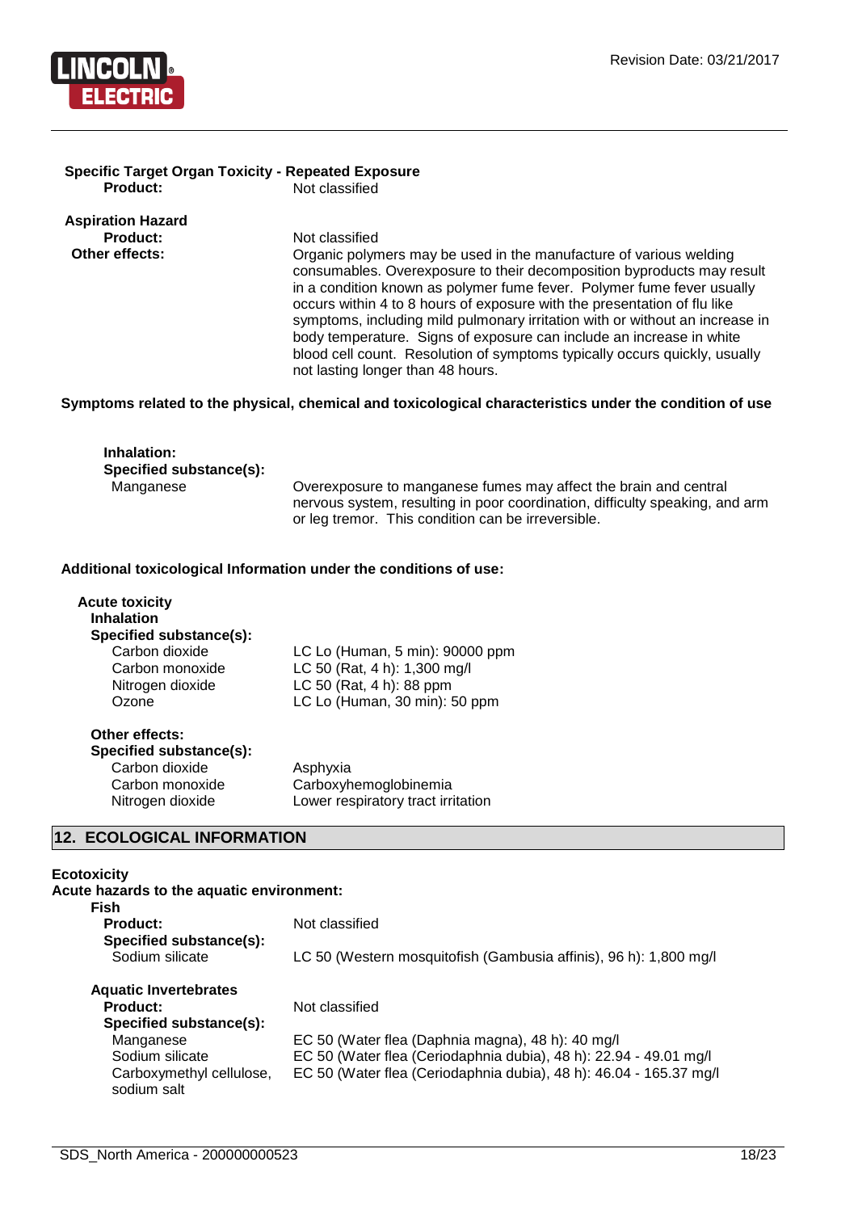**Specific Target Organ Toxicity - Repeated Exposure**

**Product:** Not classified

**Aspiration Hazard**

**Product:** Not classified

**Other effects:** Organic polymers may be used in the manufacture of various welding consumables. Overexposure to their decomposition byproducts may result in a condition known as polymer fume fever. Polymer fume fever usually occurs within 4 to 8 hours of exposure with the presentation of flu like symptoms, including mild pulmonary irritation with or without an increase in body temperature. Signs of exposure can include an increase in white blood cell count. Resolution of symptoms typically occurs quickly, usually not lasting longer than 48 hours.

**Symptoms related to the physical, chemical and toxicological characteristics under the condition of use**

**Inhalation:**

**Specified substance(s):**

| | |
|---|---|
| Manganese | Overexposure to manganese fumes may affect the brain and central nervous system, resulting in poor coordination, difficulty speaking, and arm or leg tremor. This condition can be irreversible. |

**Additional toxicological Information under the conditions of use:**

**Acute toxicity**

**Inhalation**

**Specified substance(s):**

| | |
|---|---|
| Carbon dioxide | LC Lo (Human, 5 min): 90000 ppm |
| Carbon monoxide | LC 50 (Rat, 4 h): 1,300 mg/l |
| Nitrogen dioxide | LC 50 (Rat, 4 h): 88 ppm |
| Ozone | LC Lo (Human, 30 min): 50 ppm |

**Other effects:**

**Specified substance(s):**

| | |
|---|---|
| Carbon dioxide | Asphyxia |
| Carbon monoxide | Carboxyhemoglobinemia |
| Nitrogen dioxide | Lower respiratory tract irritation |

## 12. ECOLOGICAL INFORMATION

**Ecotoxicity**

**Acute hazards to the aquatic environment:**

**Fish**

**Product:** Not classified

**Specified substance(s):**

| | |
|---|---|
| Sodium silicate | LC 50 (Western mosquitofish (Gambusia affinis), 96 h): 1,800 mg/l |

**Aquatic Invertebrates**

**Product:** Not classified

**Specified substance(s):**

| | |
|---|---|
| Manganese | EC 50 (Water flea (Daphnia magna), 48 h): 40 mg/l |
| Sodium silicate | EC 50 (Water flea (Ceriodaphnia dubia), 48 h): 22.94 - 49.01 mg/l |
| Carboxymethyl cellulose, sodium salt | EC 50 (Water flea (Ceriodaphnia dubia), 48 h): 46.04 - 165.37 mg/l |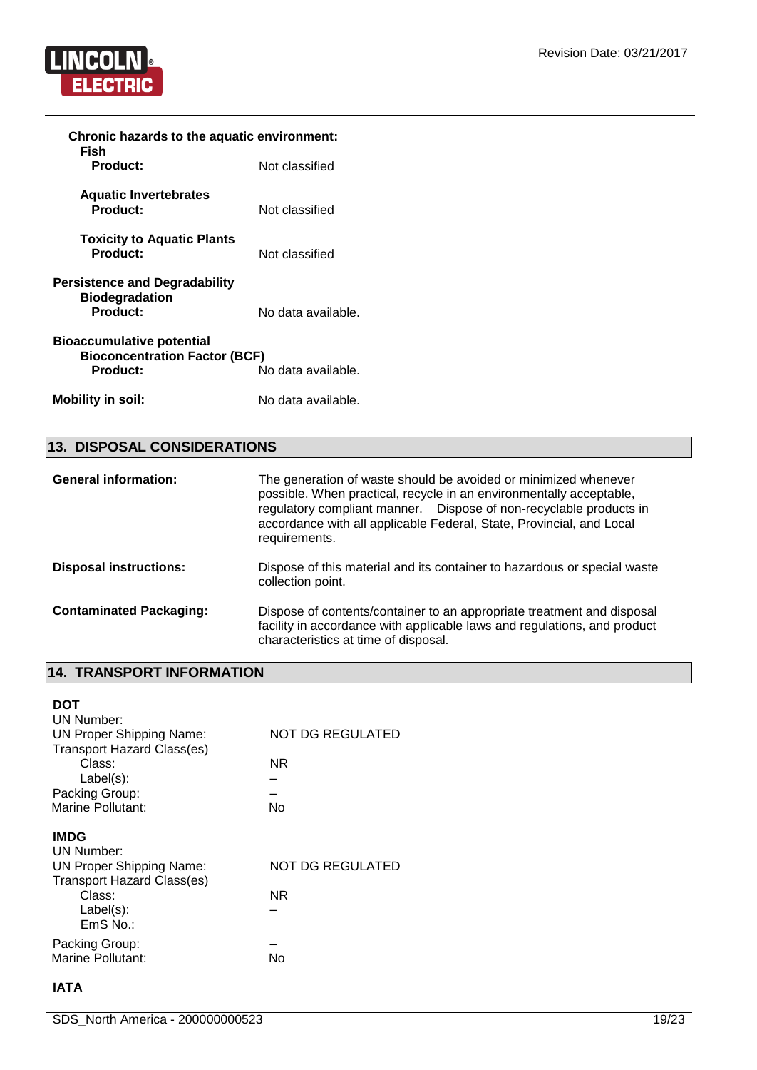**Chronic hazards to the aquatic environment:**

**Fish**

| | |
|---|---|
| **Product:** | Not classified |

**Aquatic Invertebrates**

| | |
|---|---|
| **Product:** | Not classified |

**Toxicity to Aquatic Plants**

| | |
|---|---|
| **Product:** | Not classified |

**Persistence and Degradability**

**Biodegradation**

| | |
|---|---|
| **Product:** | No data available. |

**Bioaccumulative potential**

**Bioconcentration Factor (BCF)**

| | |
|---|---|
| **Product:** | No data available. |

| | |
|---|---|
| **Mobility in soil:** | No data available. |

## 13. DISPOSAL CONSIDERATIONS

| | |
|---|---|
| **General information:** | The generation of waste should be avoided or minimized whenever possible. When practical, recycle in an environmentally acceptable, regulatory compliant manner. Dispose of non-recyclable products in accordance with all applicable Federal, State, Provincial, and Local requirements. |
| **Disposal instructions:** | Dispose of this material and its container to hazardous or special waste collection point. |
| **Contaminated Packaging:** | Dispose of contents/container to an appropriate treatment and disposal facility in accordance with applicable laws and regulations, and product characteristics at time of disposal. |

## 14. TRANSPORT INFORMATION

**DOT**

| | |
|---|---|
| UN Number: | |
| UN Proper Shipping Name: | NOT DG REGULATED |
| Transport Hazard Class(es) | |
| Class: | NR |
| Label(s): | – |
| Packing Group: | – |
| Marine Pollutant: | No |

**IMDG**

| | |
|---|---|
| UN Number: | |
| UN Proper Shipping Name: | NOT DG REGULATED |
| Transport Hazard Class(es) | |
| Class: | NR |
| Label(s): | – |
| EmS No.: | |
| Packing Group: | – |
| Marine Pollutant: | No |

**IATA**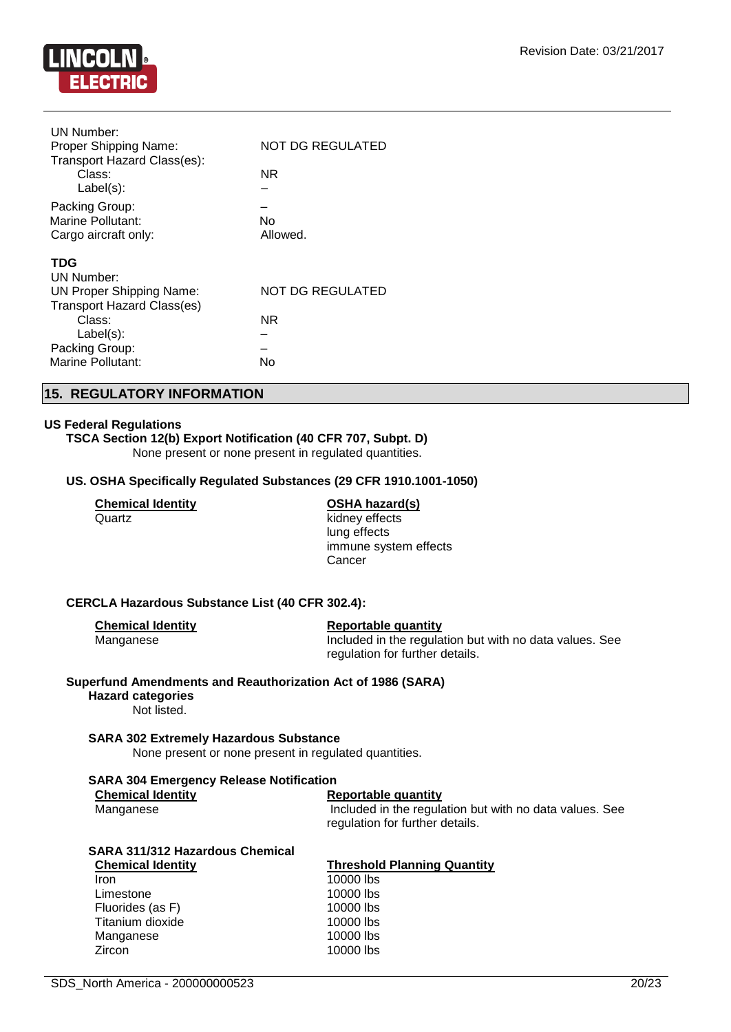| | |
|---|---|
| UN Number: | |
| Proper Shipping Name: | NOT DG REGULATED |
| Transport Hazard Class(es): | |
| Class: | NR |
| Label(s): | – |
| Packing Group: | – |
| Marine Pollutant: | No |
| Cargo aircraft only: | Allowed. |

**TDG**

| | |
|---|---|
| UN Number: | |
| UN Proper Shipping Name: | NOT DG REGULATED |
| Transport Hazard Class(es) | |
| Class: | NR |
| Label(s): | – |
| Packing Group: | – |
| Marine Pollutant: | No |

## 15. REGULATORY INFORMATION

### US Federal Regulations

**TSCA Section 12(b) Export Notification (40 CFR 707, Subpt. D)**

None present or none present in regulated quantities.

**US. OSHA Specifically Regulated Substances (29 CFR 1910.1001-1050)**

| Chemical Identity | OSHA hazard(s) |
|---|---|
| Quartz | kidney effects<br>lung effects<br>immune system effects<br>Cancer |

**CERCLA Hazardous Substance List (40 CFR 302.4):**

| Chemical Identity | Reportable quantity |
|---|---|
| Manganese | Included in the regulation but with no data values. See regulation for further details. |

**Superfund Amendments and Reauthorization Act of 1986 (SARA)**

**Hazard categories**

Not listed.

**SARA 302 Extremely Hazardous Substance**

None present or none present in regulated quantities.

**SARA 304 Emergency Release Notification**

| Chemical Identity | Reportable quantity |
|---|---|
| Manganese | Included in the regulation but with no data values. See regulation for further details. |

**SARA 311/312 Hazardous Chemical**

| Chemical Identity | Threshold Planning Quantity |
|---|---|
| Iron | 10000 lbs |
| Limestone | 10000 lbs |
| Fluorides (as F) | 10000 lbs |
| Titanium dioxide | 10000 lbs |
| Manganese | 10000 lbs |
| Zircon | 10000 lbs |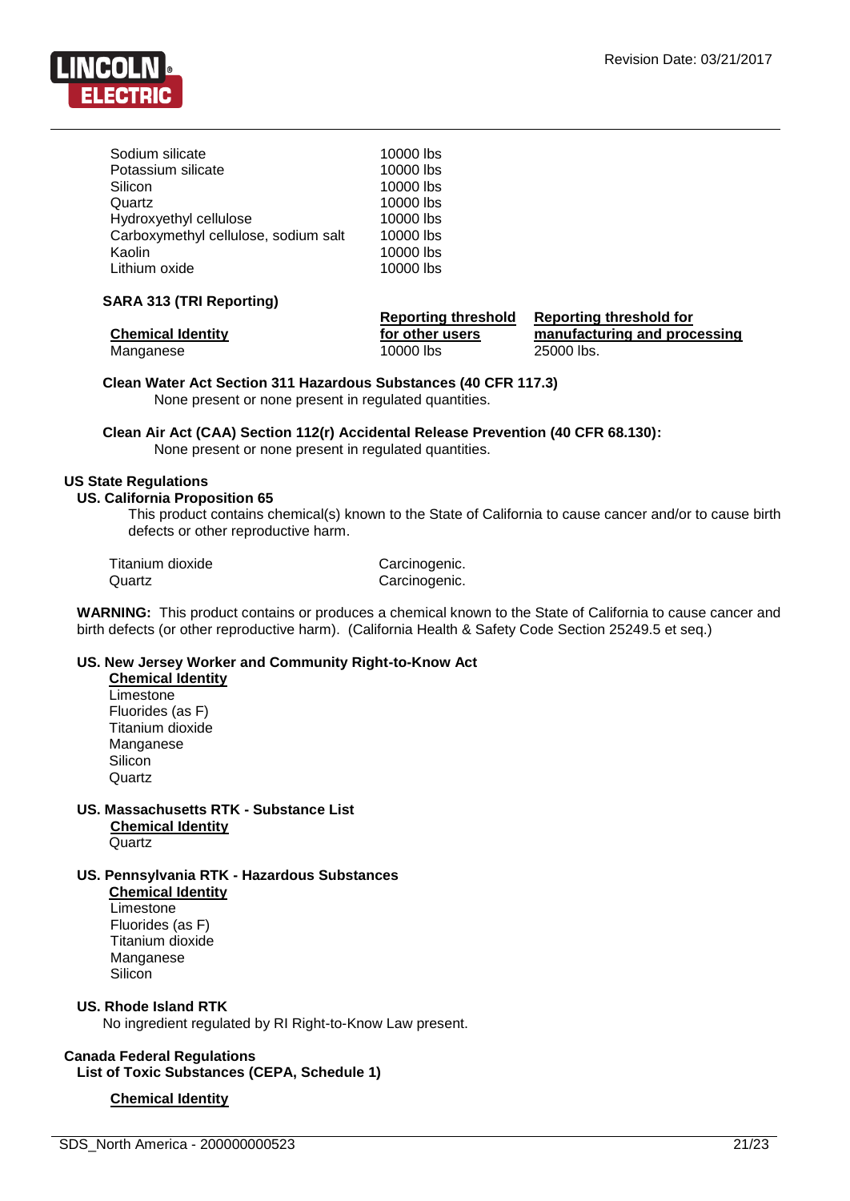| | |
|---|---|
| Sodium silicate | 10000 lbs |
| Potassium silicate | 10000 lbs |
| Silicon | 10000 lbs |
| Quartz | 10000 lbs |
| Hydroxyethyl cellulose | 10000 lbs |
| Carboxymethyl cellulose, sodium salt | 10000 lbs |
| Kaolin | 10000 lbs |
| Lithium oxide | 10000 lbs |

**SARA 313 (TRI Reporting)**

| Chemical Identity | Reporting threshold for other users | Reporting threshold for manufacturing and processing |
|---|---|---|
| Manganese | 10000 lbs | 25000 lbs. |

**Clean Water Act Section 311 Hazardous Substances (40 CFR 117.3)**

None present or none present in regulated quantities.

**Clean Air Act (CAA) Section 112(r) Accidental Release Prevention (40 CFR 68.130):**

None present or none present in regulated quantities.

**US State Regulations**

**US. California Proposition 65**

This product contains chemical(s) known to the State of California to cause cancer and/or to cause birth defects or other reproductive harm.

| | |
|---|---|
| Titanium dioxide | Carcinogenic. |
| Quartz | Carcinogenic. |

**WARNING:** This product contains or produces a chemical known to the State of California to cause cancer and birth defects (or other reproductive harm). (California Health & Safety Code Section 25249.5 et seq.)

**US. New Jersey Worker and Community Right-to-Know Act**

**Chemical Identity**

Limestone
Fluorides (as F)
Titanium dioxide
Manganese
Silicon
Quartz

**US. Massachusetts RTK - Substance List**

**Chemical Identity**

Quartz

**US. Pennsylvania RTK - Hazardous Substances**

**Chemical Identity**

Limestone
Fluorides (as F)
Titanium dioxide
Manganese
Silicon

**US. Rhode Island RTK**

No ingredient regulated by RI Right-to-Know Law present.

**Canada Federal Regulations**

**List of Toxic Substances (CEPA, Schedule 1)**

**Chemical Identity**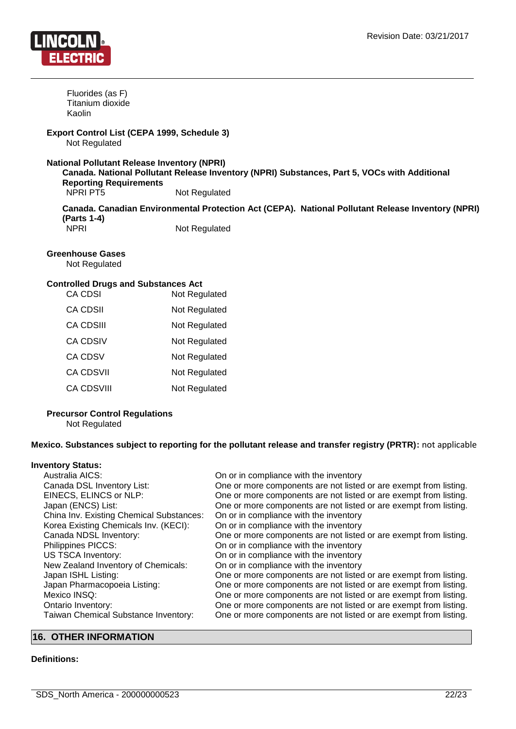Fluorides (as F)
Titanium dioxide
Kaolin

**Export Control List (CEPA 1999, Schedule 3)**
Not Regulated

**National Pollutant Release Inventory (NPRI)**

**Canada. National Pollutant Release Inventory (NPRI) Substances, Part 5, VOCs with Additional Reporting Requirements**

| | |
|---|---|
| NPRI PT5 | Not Regulated |

**Canada. Canadian Environmental Protection Act (CEPA). National Pollutant Release Inventory (NPRI) (Parts 1-4)**

| | |
|---|---|
| NPRI | Not Regulated |

**Greenhouse Gases**
Not Regulated

**Controlled Drugs and Substances Act**

| | |
|---|---|
| CA CDSI | Not Regulated |
| CA CDSII | Not Regulated |
| CA CDSIII | Not Regulated |
| CA CDSIV | Not Regulated |
| CA CDSV | Not Regulated |
| CA CDSVII | Not Regulated |
| CA CDSVIII | Not Regulated |

**Precursor Control Regulations**
Not Regulated

**Mexico. Substances subject to reporting for the pollutant release and transfer registry (PRTR):** not applicable

**Inventory Status:**

| | |
|---|---|
| Australia AICS: | On or in compliance with the inventory |
| Canada DSL Inventory List: | One or more components are not listed or are exempt from listing. |
| EINECS, ELINCS or NLP: | One or more components are not listed or are exempt from listing. |
| Japan (ENCS) List: | One or more components are not listed or are exempt from listing. |
| China Inv. Existing Chemical Substances: | On or in compliance with the inventory |
| Korea Existing Chemicals Inv. (KECI): | On or in compliance with the inventory |
| Canada NDSL Inventory: | One or more components are not listed or are exempt from listing. |
| Philippines PICCS: | On or in compliance with the inventory |
| US TSCA Inventory: | On or in compliance with the inventory |
| New Zealand Inventory of Chemicals: | On or in compliance with the inventory |
| Japan ISHL Listing: | One or more components are not listed or are exempt from listing. |
| Japan Pharmacopoeia Listing: | One or more components are not listed or are exempt from listing. |
| Mexico INSQ: | One or more components are not listed or are exempt from listing. |
| Ontario Inventory: | One or more components are not listed or are exempt from listing. |
| Taiwan Chemical Substance Inventory: | One or more components are not listed or are exempt from listing. |

## 16. OTHER INFORMATION

**Definitions:**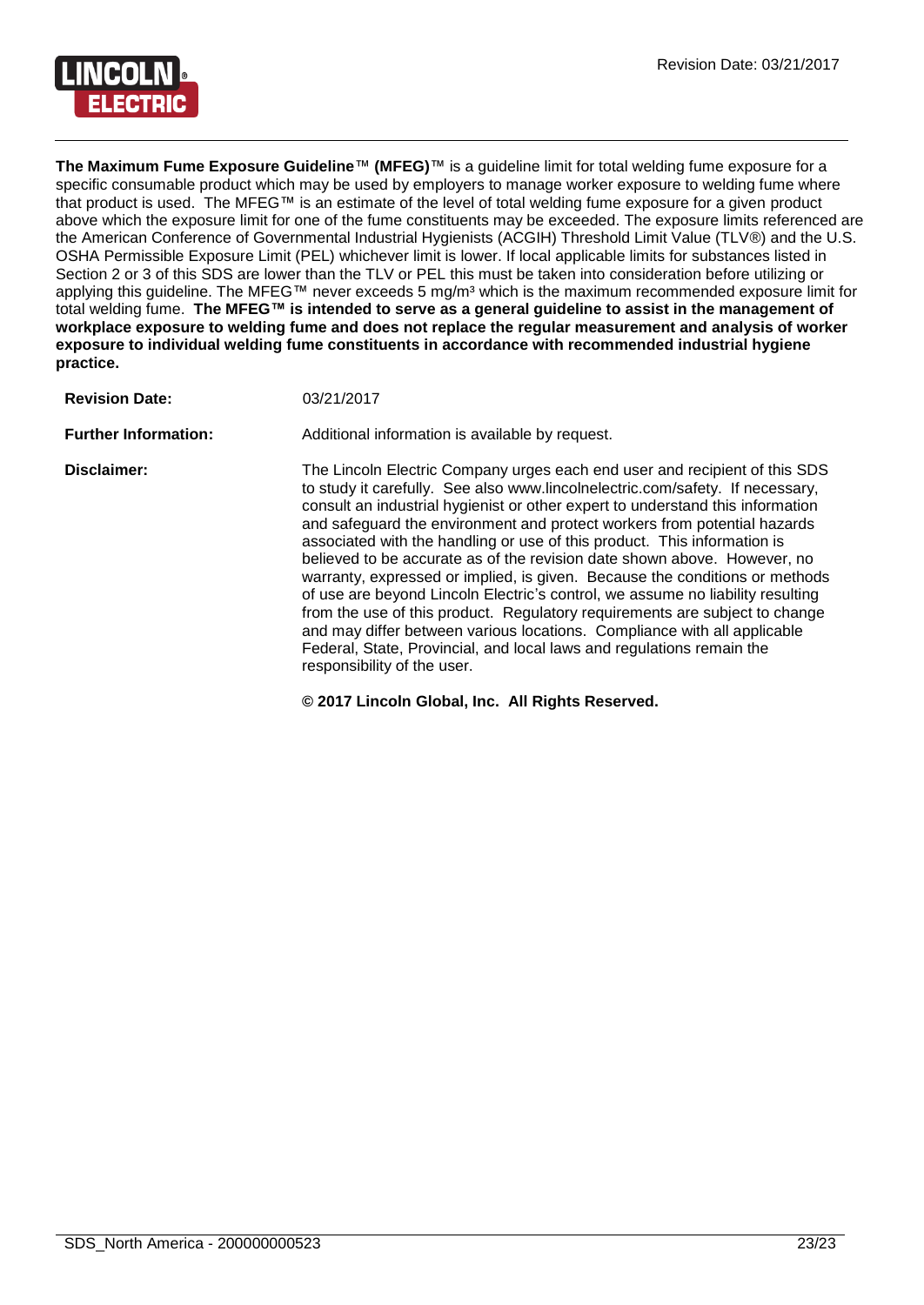**The Maximum Fume Exposure Guideline**™ **(MFEG)**™ is a guideline limit for total welding fume exposure for a specific consumable product which may be used by employers to manage worker exposure to welding fume where that product is used. The MFEG™ is an estimate of the level of total welding fume exposure for a given product above which the exposure limit for one of the fume constituents may be exceeded. The exposure limits referenced are the American Conference of Governmental Industrial Hygienists (ACGIH) Threshold Limit Value (TLV®) and the U.S. OSHA Permissible Exposure Limit (PEL) whichever limit is lower. If local applicable limits for substances listed in Section 2 or 3 of this SDS are lower than the TLV or PEL this must be taken into consideration before utilizing or applying this guideline. The MFEG™ never exceeds 5 mg/m³ which is the maximum recommended exposure limit for total welding fume. **The MFEG™ is intended to serve as a general guideline to assist in the management of workplace exposure to welding fume and does not replace the regular measurement and analysis of worker exposure to individual welding fume constituents in accordance with recommended industrial hygiene practice.**

| | |
|---|---|
| **Revision Date:** | 03/21/2017 |
| **Further Information:** | Additional information is available by request. |
| **Disclaimer:** | The Lincoln Electric Company urges each end user and recipient of this SDS to study it carefully. See also www.lincolnelectric.com/safety. If necessary, consult an industrial hygienist or other expert to understand this information and safeguard the environment and protect workers from potential hazards associated with the handling or use of this product. This information is believed to be accurate as of the revision date shown above. However, no warranty, expressed or implied, is given. Because the conditions or methods of use are beyond Lincoln Electric's control, we assume no liability resulting from the use of this product. Regulatory requirements are subject to change and may differ between various locations. Compliance with all applicable Federal, State, Provincial, and local laws and regulations remain the responsibility of the user. |

**© 2017 Lincoln Global, Inc. All Rights Reserved.**